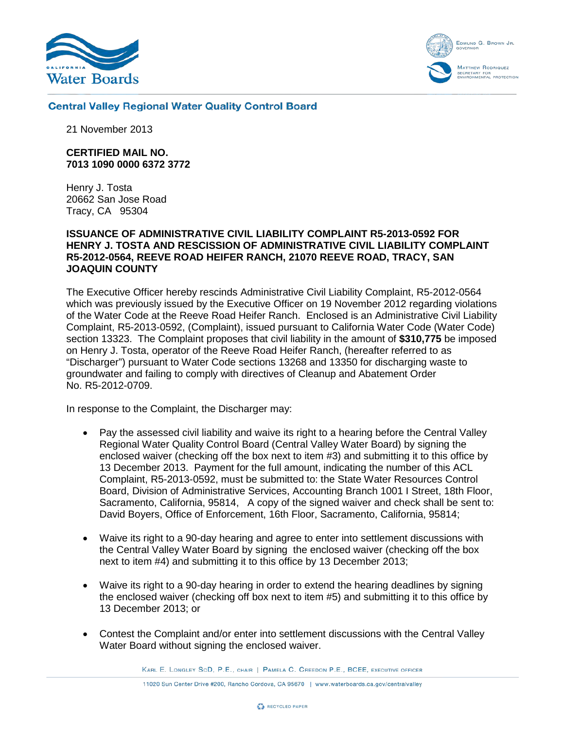California Water Boards

Edmund G. Brown Jr.
Governor

Matthew Rodriquez
Secretary for Environmental Protection

**Central Valley Regional Water Quality Control Board**

21 November 2013

**CERTIFIED MAIL NO.**
**7013 1090 0000 6372 3772**

Henry J. Tosta
20662 San Jose Road
Tracy, CA 95304

**ISSUANCE OF ADMINISTRATIVE CIVIL LIABILITY COMPLAINT R5-2013-0592 FOR HENRY J. TOSTA AND RESCISSION OF ADMINISTRATIVE CIVIL LIABILITY COMPLAINT R5-2012-0564, REEVE ROAD HEIFER RANCH, 21070 REEVE ROAD, TRACY, SAN JOAQUIN COUNTY**

The Executive Officer hereby rescinds Administrative Civil Liability Complaint, R5-2012-0564 which was previously issued by the Executive Officer on 19 November 2012 regarding violations of the Water Code at the Reeve Road Heifer Ranch. Enclosed is an Administrative Civil Liability Complaint, R5-2013-0592, (Complaint), issued pursuant to California Water Code (Water Code) section 13323. The Complaint proposes that civil liability in the amount of **$310,775** be imposed on Henry J. Tosta, operator of the Reeve Road Heifer Ranch, (hereafter referred to as "Discharger") pursuant to Water Code sections 13268 and 13350 for discharging waste to groundwater and failing to comply with directives of Cleanup and Abatement Order No. R5-2012-0709.

In response to the Complaint, the Discharger may:

- Pay the assessed civil liability and waive its right to a hearing before the Central Valley Regional Water Quality Control Board (Central Valley Water Board) by signing the enclosed waiver (checking off the box next to item #3) and submitting it to this office by 13 December 2013. Payment for the full amount, indicating the number of this ACL Complaint, R5-2013-0592, must be submitted to: the State Water Resources Control Board, Division of Administrative Services, Accounting Branch 1001 I Street, 18th Floor, Sacramento, California, 95814, A copy of the signed waiver and check shall be sent to: David Boyers, Office of Enforcement, 16th Floor, Sacramento, California, 95814;

- Waive its right to a 90-day hearing and agree to enter into settlement discussions with the Central Valley Water Board by signing the enclosed waiver (checking off the box next to item #4) and submitting it to this office by 13 December 2013;

- Waive its right to a 90-day hearing in order to extend the hearing deadlines by signing the enclosed waiver (checking off box next to item #5) and submitting it to this office by 13 December 2013; or

- Contest the Complaint and/or enter into settlement discussions with the Central Valley Water Board without signing the enclosed waiver.

Karl E. Longley ScD, P.E., Chair | Pamela C. Creedon P.E., BCEE, Executive Officer

11020 Sun Center Drive #200, Rancho Cordova, CA 95670 | www.waterboards.ca.gov/centralvalley

Recycled Paper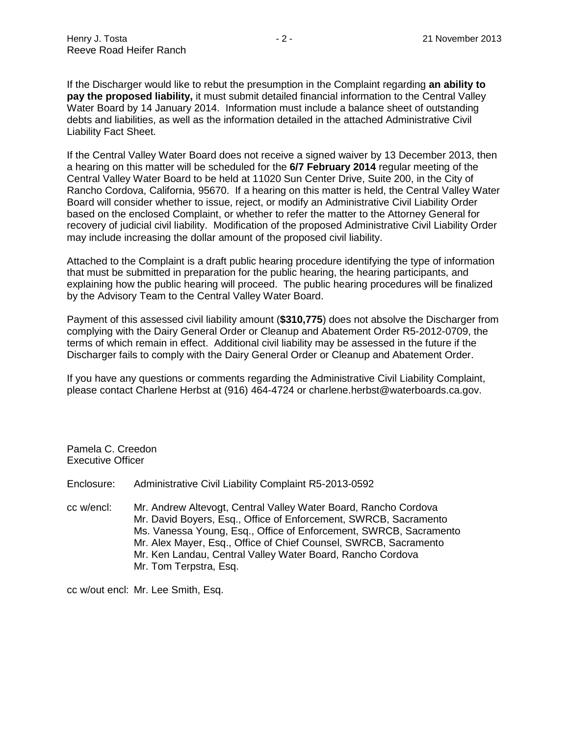If the Discharger would like to rebut the presumption in the Complaint regarding **an ability to pay the proposed liability,** it must submit detailed financial information to the Central Valley Water Board by 14 January 2014. Information must include a balance sheet of outstanding debts and liabilities, as well as the information detailed in the attached Administrative Civil Liability Fact Sheet.

If the Central Valley Water Board does not receive a signed waiver by 13 December 2013, then a hearing on this matter will be scheduled for the **6/7 February 2014** regular meeting of the Central Valley Water Board to be held at 11020 Sun Center Drive, Suite 200, in the City of Rancho Cordova, California, 95670. If a hearing on this matter is held, the Central Valley Water Board will consider whether to issue, reject, or modify an Administrative Civil Liability Order based on the enclosed Complaint, or whether to refer the matter to the Attorney General for recovery of judicial civil liability. Modification of the proposed Administrative Civil Liability Order may include increasing the dollar amount of the proposed civil liability.

Attached to the Complaint is a draft public hearing procedure identifying the type of information that must be submitted in preparation for the public hearing, the hearing participants, and explaining how the public hearing will proceed. The public hearing procedures will be finalized by the Advisory Team to the Central Valley Water Board.

Payment of this assessed civil liability amount (**$310,775**) does not absolve the Discharger from complying with the Dairy General Order or Cleanup and Abatement Order R5-2012-0709, the terms of which remain in effect. Additional civil liability may be assessed in the future if the Discharger fails to comply with the Dairy General Order or Cleanup and Abatement Order.

If you have any questions or comments regarding the Administrative Civil Liability Complaint, please contact Charlene Herbst at (916) 464-4724 or charlene.herbst@waterboards.ca.gov.

Pamela C. Creedon
Executive Officer

Enclosure: Administrative Civil Liability Complaint R5-2013-0592

cc w/encl: Mr. Andrew Altevogt, Central Valley Water Board, Rancho Cordova
Mr. David Boyers, Esq., Office of Enforcement, SWRCB, Sacramento
Ms. Vanessa Young, Esq., Office of Enforcement, SWRCB, Sacramento
Mr. Alex Mayer, Esq., Office of Chief Counsel, SWRCB, Sacramento
Mr. Ken Landau, Central Valley Water Board, Rancho Cordova
Mr. Tom Terpstra, Esq.

cc w/out encl: Mr. Lee Smith, Esq.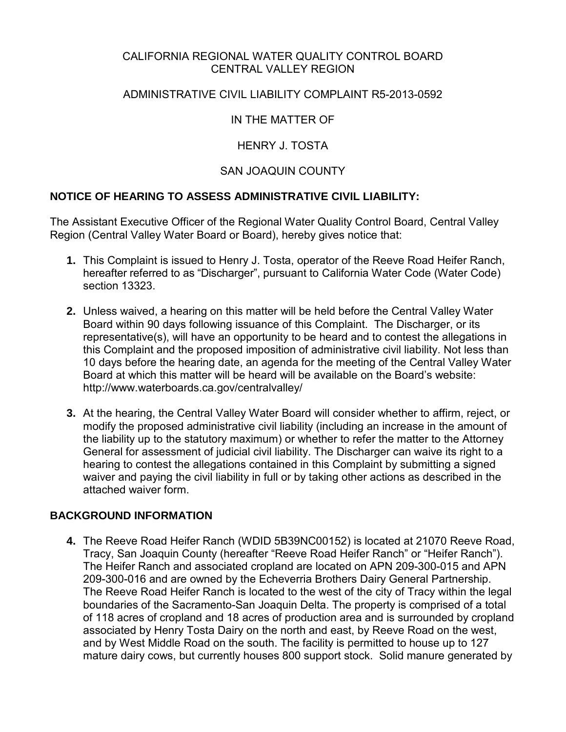CALIFORNIA REGIONAL WATER QUALITY CONTROL BOARD
CENTRAL VALLEY REGION

ADMINISTRATIVE CIVIL LIABILITY COMPLAINT R5-2013-0592

IN THE MATTER OF

HENRY J. TOSTA

SAN JOAQUIN COUNTY

## NOTICE OF HEARING TO ASSESS ADMINISTRATIVE CIVIL LIABILITY:

The Assistant Executive Officer of the Regional Water Quality Control Board, Central Valley Region (Central Valley Water Board or Board), hereby gives notice that:

1. This Complaint is issued to Henry J. Tosta, operator of the Reeve Road Heifer Ranch, hereafter referred to as "Discharger", pursuant to California Water Code (Water Code) section 13323.

2. Unless waived, a hearing on this matter will be held before the Central Valley Water Board within 90 days following issuance of this Complaint. The Discharger, or its representative(s), will have an opportunity to be heard and to contest the allegations in this Complaint and the proposed imposition of administrative civil liability. Not less than 10 days before the hearing date, an agenda for the meeting of the Central Valley Water Board at which this matter will be heard will be available on the Board's website: http://www.waterboards.ca.gov/centralvalley/

3. At the hearing, the Central Valley Water Board will consider whether to affirm, reject, or modify the proposed administrative civil liability (including an increase in the amount of the liability up to the statutory maximum) or whether to refer the matter to the Attorney General for assessment of judicial civil liability. The Discharger can waive its right to a hearing to contest the allegations contained in this Complaint by submitting a signed waiver and paying the civil liability in full or by taking other actions as described in the attached waiver form.

## BACKGROUND INFORMATION

4. The Reeve Road Heifer Ranch (WDID 5B39NC00152) is located at 21070 Reeve Road, Tracy, San Joaquin County (hereafter "Reeve Road Heifer Ranch" or "Heifer Ranch"). The Heifer Ranch and associated cropland are located on APN 209-300-015 and APN 209-300-016 and are owned by the Echeverria Brothers Dairy General Partnership. The Reeve Road Heifer Ranch is located to the west of the city of Tracy within the legal boundaries of the Sacramento-San Joaquin Delta. The property is comprised of a total of 118 acres of cropland and 18 acres of production area and is surrounded by cropland associated by Henry Tosta Dairy on the north and east, by Reeve Road on the west, and by West Middle Road on the south. The facility is permitted to house up to 127 mature dairy cows, but currently houses 800 support stock. Solid manure generated by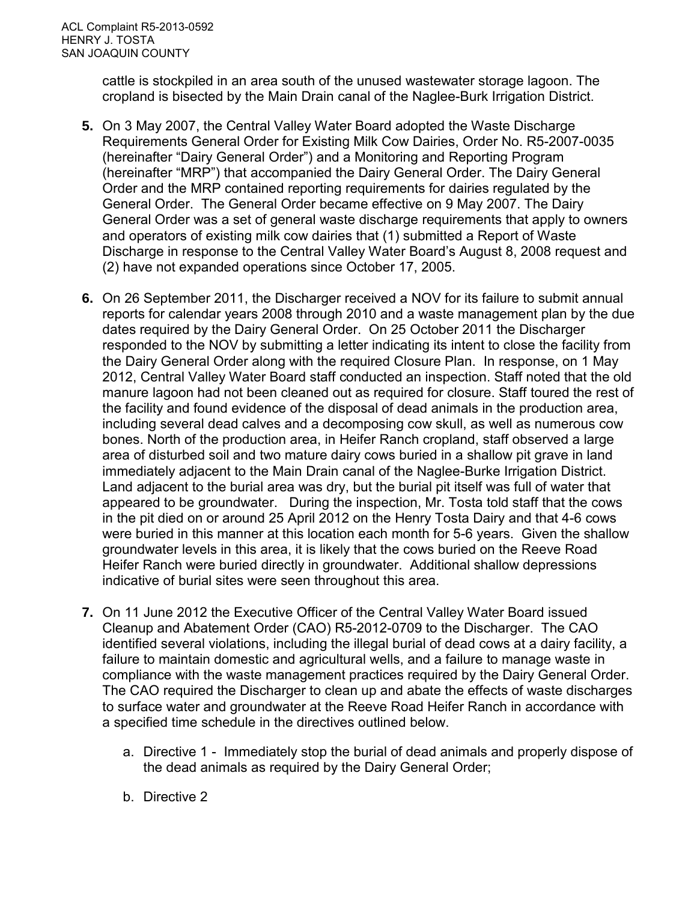cattle is stockpiled in an area south of the unused wastewater storage lagoon. The cropland is bisected by the Main Drain canal of the Naglee-Burk Irrigation District.

5. On 3 May 2007, the Central Valley Water Board adopted the Waste Discharge Requirements General Order for Existing Milk Cow Dairies, Order No. R5-2007-0035 (hereinafter "Dairy General Order") and a Monitoring and Reporting Program (hereinafter "MRP") that accompanied the Dairy General Order. The Dairy General Order and the MRP contained reporting requirements for dairies regulated by the General Order. The General Order became effective on 9 May 2007. The Dairy General Order was a set of general waste discharge requirements that apply to owners and operators of existing milk cow dairies that (1) submitted a Report of Waste Discharge in response to the Central Valley Water Board's August 8, 2008 request and (2) have not expanded operations since October 17, 2005.

6. On 26 September 2011, the Discharger received a NOV for its failure to submit annual reports for calendar years 2008 through 2010 and a waste management plan by the due dates required by the Dairy General Order. On 25 October 2011 the Discharger responded to the NOV by submitting a letter indicating its intent to close the facility from the Dairy General Order along with the required Closure Plan. In response, on 1 May 2012, Central Valley Water Board staff conducted an inspection. Staff noted that the old manure lagoon had not been cleaned out as required for closure. Staff toured the rest of the facility and found evidence of the disposal of dead animals in the production area, including several dead calves and a decomposing cow skull, as well as numerous cow bones. North of the production area, in Heifer Ranch cropland, staff observed a large area of disturbed soil and two mature dairy cows buried in a shallow pit grave in land immediately adjacent to the Main Drain canal of the Naglee-Burke Irrigation District. Land adjacent to the burial area was dry, but the burial pit itself was full of water that appeared to be groundwater. During the inspection, Mr. Tosta told staff that the cows in the pit died on or around 25 April 2012 on the Henry Tosta Dairy and that 4-6 cows were buried in this manner at this location each month for 5-6 years. Given the shallow groundwater levels in this area, it is likely that the cows buried on the Reeve Road Heifer Ranch were buried directly in groundwater. Additional shallow depressions indicative of burial sites were seen throughout this area.

7. On 11 June 2012 the Executive Officer of the Central Valley Water Board issued Cleanup and Abatement Order (CAO) R5-2012-0709 to the Discharger. The CAO identified several violations, including the illegal burial of dead cows at a dairy facility, a failure to maintain domestic and agricultural wells, and a failure to manage waste in compliance with the waste management practices required by the Dairy General Order. The CAO required the Discharger to clean up and abate the effects of waste discharges to surface water and groundwater at the Reeve Road Heifer Ranch in accordance with a specified time schedule in the directives outlined below.

   a. Directive 1 - Immediately stop the burial of dead animals and properly dispose of the dead animals as required by the Dairy General Order;

   b. Directive 2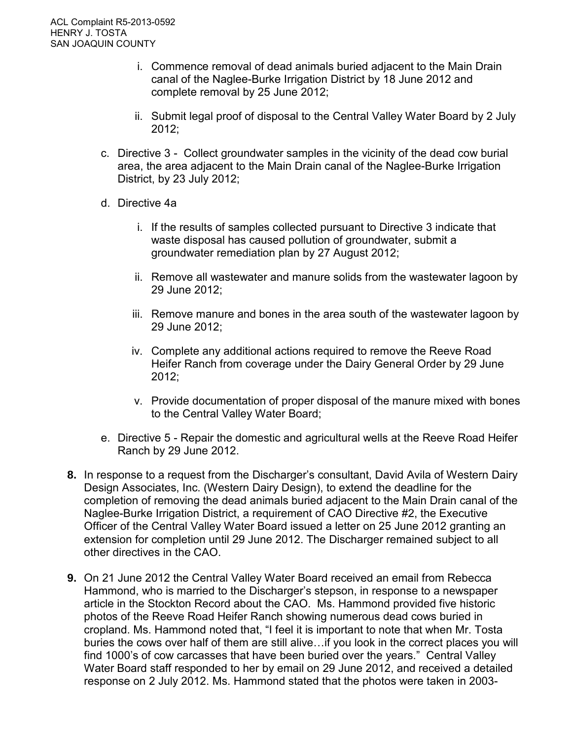i. Commence removal of dead animals buried adjacent to the Main Drain canal of the Naglee-Burke Irrigation District by 18 June 2012 and complete removal by 25 June 2012;

   ii. Submit legal proof of disposal to the Central Valley Water Board by 2 July 2012;

c. Directive 3 - Collect groundwater samples in the vicinity of the dead cow burial area, the area adjacent to the Main Drain canal of the Naglee-Burke Irrigation District, by 23 July 2012;

d. Directive 4a

   i. If the results of samples collected pursuant to Directive 3 indicate that waste disposal has caused pollution of groundwater, submit a groundwater remediation plan by 27 August 2012;

   ii. Remove all wastewater and manure solids from the wastewater lagoon by 29 June 2012;

   iii. Remove manure and bones in the area south of the wastewater lagoon by 29 June 2012;

   iv. Complete any additional actions required to remove the Reeve Road Heifer Ranch from coverage under the Dairy General Order by 29 June 2012;

   v. Provide documentation of proper disposal of the manure mixed with bones to the Central Valley Water Board;

e. Directive 5 - Repair the domestic and agricultural wells at the Reeve Road Heifer Ranch by 29 June 2012.

**8.** In response to a request from the Discharger's consultant, David Avila of Western Dairy Design Associates, Inc. (Western Dairy Design), to extend the deadline for the completion of removing the dead animals buried adjacent to the Main Drain canal of the Naglee-Burke Irrigation District, a requirement of CAO Directive #2, the Executive Officer of the Central Valley Water Board issued a letter on 25 June 2012 granting an extension for completion until 29 June 2012. The Discharger remained subject to all other directives in the CAO.

**9.** On 21 June 2012 the Central Valley Water Board received an email from Rebecca Hammond, who is married to the Discharger's stepson, in response to a newspaper article in the Stockton Record about the CAO. Ms. Hammond provided five historic photos of the Reeve Road Heifer Ranch showing numerous dead cows buried in cropland. Ms. Hammond noted that, "I feel it is important to note that when Mr. Tosta buries the cows over half of them are still alive…if you look in the correct places you will find 1000's of cow carcasses that have been buried over the years." Central Valley Water Board staff responded to her by email on 29 June 2012, and received a detailed response on 2 July 2012. Ms. Hammond stated that the photos were taken in 2003-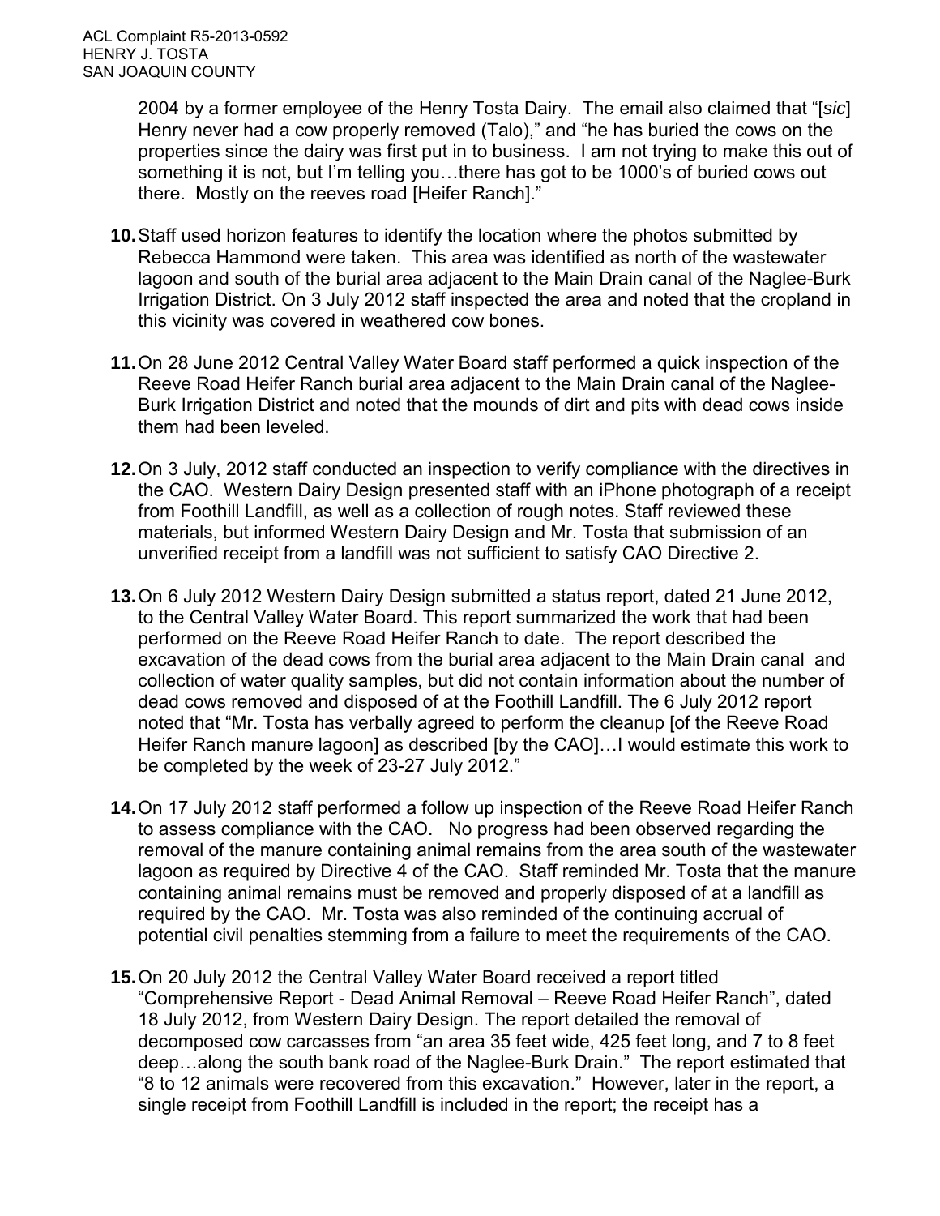2004 by a former employee of the Henry Tosta Dairy. The email also claimed that "[*sic*] Henry never had a cow properly removed (Talo)," and "he has buried the cows on the properties since the dairy was first put in to business. I am not trying to make this out of something it is not, but I'm telling you…there has got to be 1000's of buried cows out there. Mostly on the reeves road [Heifer Ranch]."

**10.** Staff used horizon features to identify the location where the photos submitted by Rebecca Hammond were taken. This area was identified as north of the wastewater lagoon and south of the burial area adjacent to the Main Drain canal of the Naglee-Burk Irrigation District. On 3 July 2012 staff inspected the area and noted that the cropland in this vicinity was covered in weathered cow bones.

**11.** On 28 June 2012 Central Valley Water Board staff performed a quick inspection of the Reeve Road Heifer Ranch burial area adjacent to the Main Drain canal of the Naglee-Burk Irrigation District and noted that the mounds of dirt and pits with dead cows inside them had been leveled.

**12.** On 3 July, 2012 staff conducted an inspection to verify compliance with the directives in the CAO. Western Dairy Design presented staff with an iPhone photograph of a receipt from Foothill Landfill, as well as a collection of rough notes. Staff reviewed these materials, but informed Western Dairy Design and Mr. Tosta that submission of an unverified receipt from a landfill was not sufficient to satisfy CAO Directive 2.

**13.** On 6 July 2012 Western Dairy Design submitted a status report, dated 21 June 2012, to the Central Valley Water Board. This report summarized the work that had been performed on the Reeve Road Heifer Ranch to date. The report described the excavation of the dead cows from the burial area adjacent to the Main Drain canal and collection of water quality samples, but did not contain information about the number of dead cows removed and disposed of at the Foothill Landfill. The 6 July 2012 report noted that "Mr. Tosta has verbally agreed to perform the cleanup [of the Reeve Road Heifer Ranch manure lagoon] as described [by the CAO]…I would estimate this work to be completed by the week of 23-27 July 2012."

**14.** On 17 July 2012 staff performed a follow up inspection of the Reeve Road Heifer Ranch to assess compliance with the CAO. No progress had been observed regarding the removal of the manure containing animal remains from the area south of the wastewater lagoon as required by Directive 4 of the CAO. Staff reminded Mr. Tosta that the manure containing animal remains must be removed and properly disposed of at a landfill as required by the CAO. Mr. Tosta was also reminded of the continuing accrual of potential civil penalties stemming from a failure to meet the requirements of the CAO.

**15.** On 20 July 2012 the Central Valley Water Board received a report titled "Comprehensive Report - Dead Animal Removal – Reeve Road Heifer Ranch", dated 18 July 2012, from Western Dairy Design. The report detailed the removal of decomposed cow carcasses from "an area 35 feet wide, 425 feet long, and 7 to 8 feet deep…along the south bank road of the Naglee-Burk Drain." The report estimated that "8 to 12 animals were recovered from this excavation." However, later in the report, a single receipt from Foothill Landfill is included in the report; the receipt has a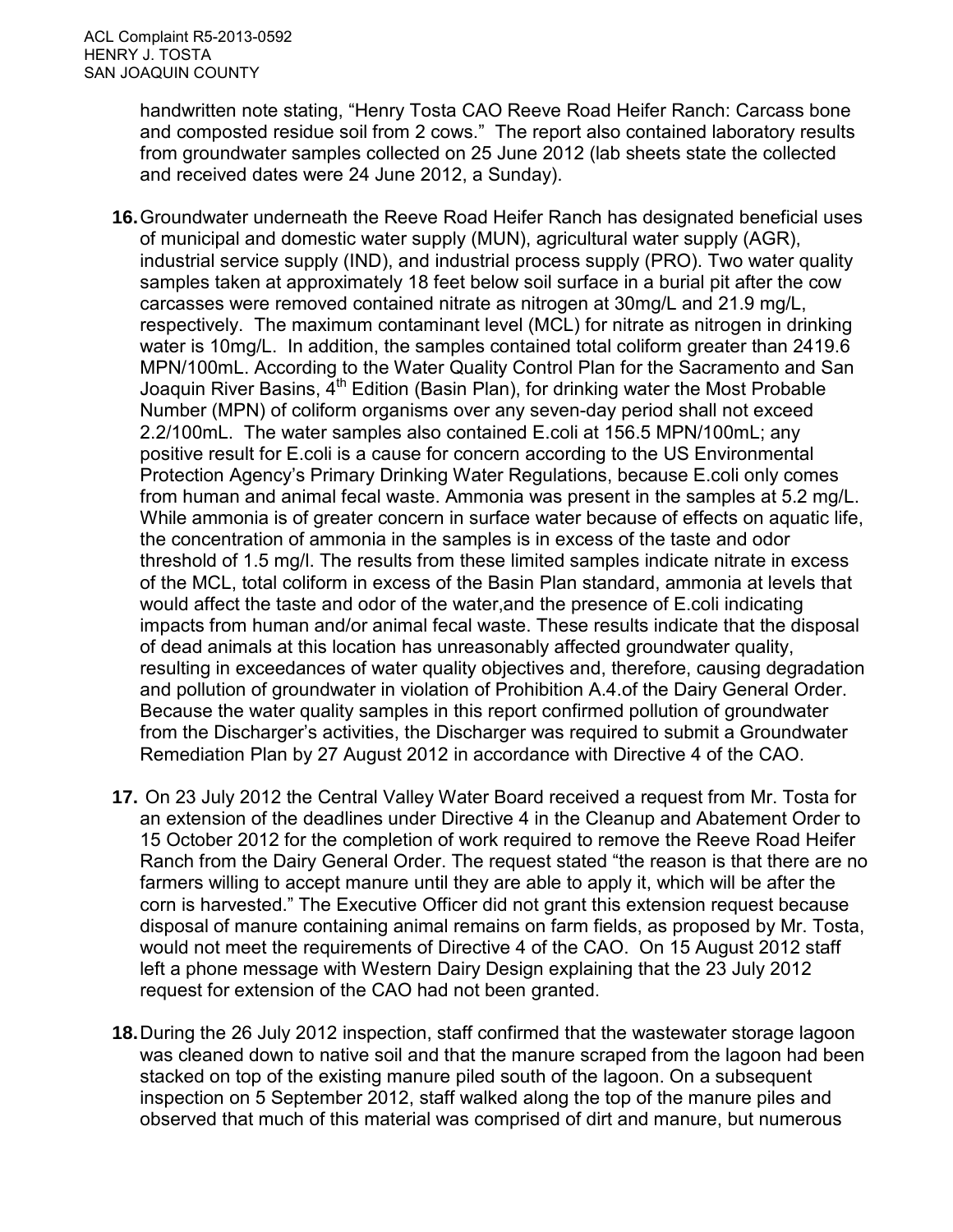handwritten note stating, "Henry Tosta CAO Reeve Road Heifer Ranch: Carcass bone and composted residue soil from 2 cows." The report also contained laboratory results from groundwater samples collected on 25 June 2012 (lab sheets state the collected and received dates were 24 June 2012, a Sunday).

**16.** Groundwater underneath the Reeve Road Heifer Ranch has designated beneficial uses of municipal and domestic water supply (MUN), agricultural water supply (AGR), industrial service supply (IND), and industrial process supply (PRO). Two water quality samples taken at approximately 18 feet below soil surface in a burial pit after the cow carcasses were removed contained nitrate as nitrogen at 30mg/L and 21.9 mg/L, respectively. The maximum contaminant level (MCL) for nitrate as nitrogen in drinking water is 10mg/L. In addition, the samples contained total coliform greater than 2419.6 MPN/100mL. According to the Water Quality Control Plan for the Sacramento and San Joaquin River Basins, 4th Edition (Basin Plan), for drinking water the Most Probable Number (MPN) of coliform organisms over any seven-day period shall not exceed 2.2/100mL. The water samples also contained E.coli at 156.5 MPN/100mL; any positive result for E.coli is a cause for concern according to the US Environmental Protection Agency's Primary Drinking Water Regulations, because E.coli only comes from human and animal fecal waste. Ammonia was present in the samples at 5.2 mg/L. While ammonia is of greater concern in surface water because of effects on aquatic life, the concentration of ammonia in the samples is in excess of the taste and odor threshold of 1.5 mg/l. The results from these limited samples indicate nitrate in excess of the MCL, total coliform in excess of the Basin Plan standard, ammonia at levels that would affect the taste and odor of the water,and the presence of E.coli indicating impacts from human and/or animal fecal waste. These results indicate that the disposal of dead animals at this location has unreasonably affected groundwater quality, resulting in exceedances of water quality objectives and, therefore, causing degradation and pollution of groundwater in violation of Prohibition A.4.of the Dairy General Order. Because the water quality samples in this report confirmed pollution of groundwater from the Discharger's activities, the Discharger was required to submit a Groundwater Remediation Plan by 27 August 2012 in accordance with Directive 4 of the CAO.

**17.** On 23 July 2012 the Central Valley Water Board received a request from Mr. Tosta for an extension of the deadlines under Directive 4 in the Cleanup and Abatement Order to 15 October 2012 for the completion of work required to remove the Reeve Road Heifer Ranch from the Dairy General Order. The request stated "the reason is that there are no farmers willing to accept manure until they are able to apply it, which will be after the corn is harvested." The Executive Officer did not grant this extension request because disposal of manure containing animal remains on farm fields, as proposed by Mr. Tosta, would not meet the requirements of Directive 4 of the CAO. On 15 August 2012 staff left a phone message with Western Dairy Design explaining that the 23 July 2012 request for extension of the CAO had not been granted.

**18.** During the 26 July 2012 inspection, staff confirmed that the wastewater storage lagoon was cleaned down to native soil and that the manure scraped from the lagoon had been stacked on top of the existing manure piled south of the lagoon. On a subsequent inspection on 5 September 2012, staff walked along the top of the manure piles and observed that much of this material was comprised of dirt and manure, but numerous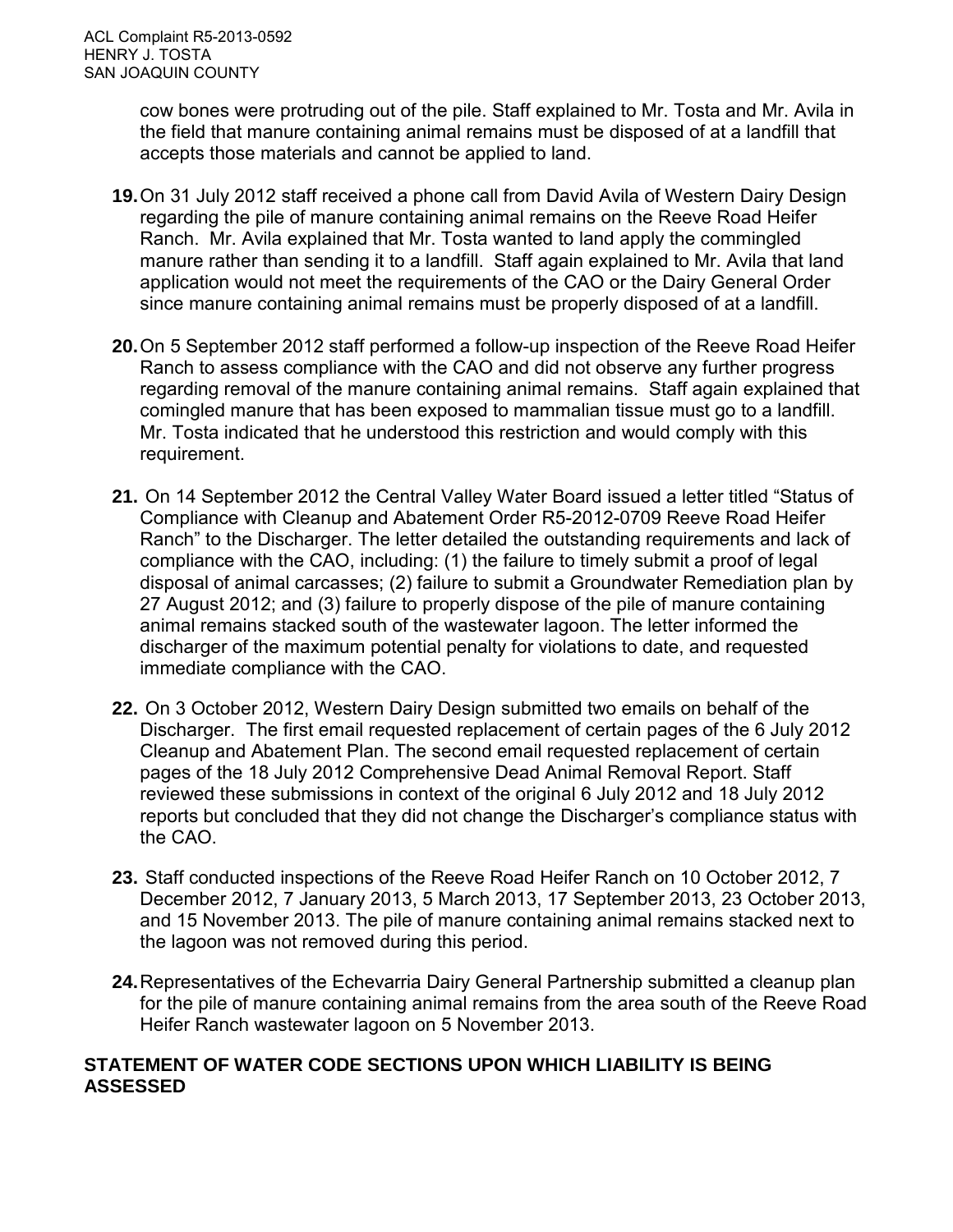cow bones were protruding out of the pile. Staff explained to Mr. Tosta and Mr. Avila in the field that manure containing animal remains must be disposed of at a landfill that accepts those materials and cannot be applied to land.

19. On 31 July 2012 staff received a phone call from David Avila of Western Dairy Design regarding the pile of manure containing animal remains on the Reeve Road Heifer Ranch. Mr. Avila explained that Mr. Tosta wanted to land apply the commingled manure rather than sending it to a landfill. Staff again explained to Mr. Avila that land application would not meet the requirements of the CAO or the Dairy General Order since manure containing animal remains must be properly disposed of at a landfill.

20. On 5 September 2012 staff performed a follow-up inspection of the Reeve Road Heifer Ranch to assess compliance with the CAO and did not observe any further progress regarding removal of the manure containing animal remains. Staff again explained that comingled manure that has been exposed to mammalian tissue must go to a landfill. Mr. Tosta indicated that he understood this restriction and would comply with this requirement.

21. On 14 September 2012 the Central Valley Water Board issued a letter titled "Status of Compliance with Cleanup and Abatement Order R5-2012-0709 Reeve Road Heifer Ranch" to the Discharger. The letter detailed the outstanding requirements and lack of compliance with the CAO, including: (1) the failure to timely submit a proof of legal disposal of animal carcasses; (2) failure to submit a Groundwater Remediation plan by 27 August 2012; and (3) failure to properly dispose of the pile of manure containing animal remains stacked south of the wastewater lagoon. The letter informed the discharger of the maximum potential penalty for violations to date, and requested immediate compliance with the CAO.

22. On 3 October 2012, Western Dairy Design submitted two emails on behalf of the Discharger. The first email requested replacement of certain pages of the 6 July 2012 Cleanup and Abatement Plan. The second email requested replacement of certain pages of the 18 July 2012 Comprehensive Dead Animal Removal Report. Staff reviewed these submissions in context of the original 6 July 2012 and 18 July 2012 reports but concluded that they did not change the Discharger's compliance status with the CAO.

23. Staff conducted inspections of the Reeve Road Heifer Ranch on 10 October 2012, 7 December 2012, 7 January 2013, 5 March 2013, 17 September 2013, 23 October 2013, and 15 November 2013. The pile of manure containing animal remains stacked next to the lagoon was not removed during this period.

24. Representatives of the Echevarria Dairy General Partnership submitted a cleanup plan for the pile of manure containing animal remains from the area south of the Reeve Road Heifer Ranch wastewater lagoon on 5 November 2013.

## STATEMENT OF WATER CODE SECTIONS UPON WHICH LIABILITY IS BEING ASSESSED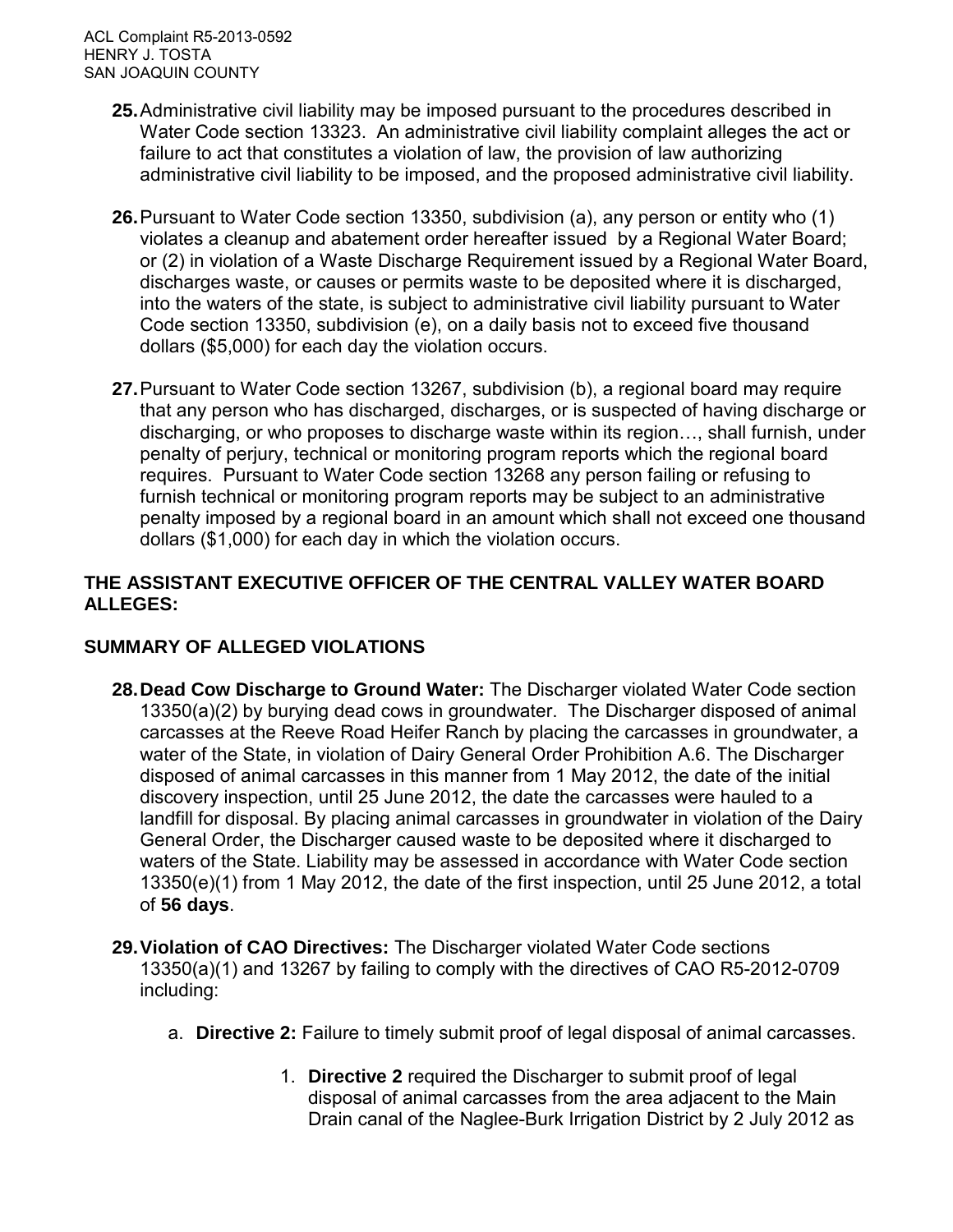**25.** Administrative civil liability may be imposed pursuant to the procedures described in Water Code section 13323. An administrative civil liability complaint alleges the act or failure to act that constitutes a violation of law, the provision of law authorizing administrative civil liability to be imposed, and the proposed administrative civil liability.

**26.** Pursuant to Water Code section 13350, subdivision (a), any person or entity who (1) violates a cleanup and abatement order hereafter issued by a Regional Water Board; or (2) in violation of a Waste Discharge Requirement issued by a Regional Water Board, discharges waste, or causes or permits waste to be deposited where it is discharged, into the waters of the state, is subject to administrative civil liability pursuant to Water Code section 13350, subdivision (e), on a daily basis not to exceed five thousand dollars ($5,000) for each day the violation occurs.

**27.** Pursuant to Water Code section 13267, subdivision (b), a regional board may require that any person who has discharged, discharges, or is suspected of having discharge or discharging, or who proposes to discharge waste within its region…, shall furnish, under penalty of perjury, technical or monitoring program reports which the regional board requires. Pursuant to Water Code section 13268 any person failing or refusing to furnish technical or monitoring program reports may be subject to an administrative penalty imposed by a regional board in an amount which shall not exceed one thousand dollars ($1,000) for each day in which the violation occurs.

## THE ASSISTANT EXECUTIVE OFFICER OF THE CENTRAL VALLEY WATER BOARD ALLEGES:

## SUMMARY OF ALLEGED VIOLATIONS

**28. Dead Cow Discharge to Ground Water:** The Discharger violated Water Code section 13350(a)(2) by burying dead cows in groundwater. The Discharger disposed of animal carcasses at the Reeve Road Heifer Ranch by placing the carcasses in groundwater, a water of the State, in violation of Dairy General Order Prohibition A.6. The Discharger disposed of animal carcasses in this manner from 1 May 2012, the date of the initial discovery inspection, until 25 June 2012, the date the carcasses were hauled to a landfill for disposal. By placing animal carcasses in groundwater in violation of the Dairy General Order, the Discharger caused waste to be deposited where it discharged to waters of the State. Liability may be assessed in accordance with Water Code section 13350(e)(1) from 1 May 2012, the date of the first inspection, until 25 June 2012, a total of **56 days**.

**29. Violation of CAO Directives:** The Discharger violated Water Code sections 13350(a)(1) and 13267 by failing to comply with the directives of CAO R5-2012-0709 including:

a. **Directive 2:** Failure to timely submit proof of legal disposal of animal carcasses.

1. **Directive 2** required the Discharger to submit proof of legal disposal of animal carcasses from the area adjacent to the Main Drain canal of the Naglee-Burk Irrigation District by 2 July 2012 as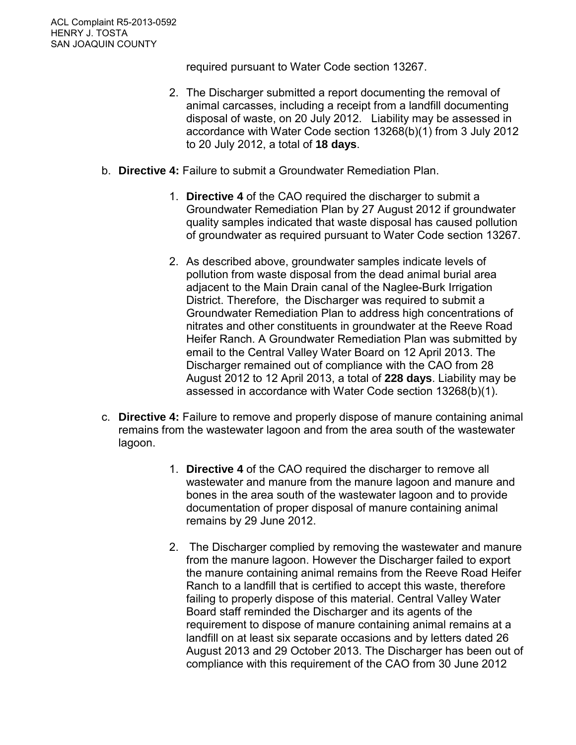required pursuant to Water Code section 13267.

2. The Discharger submitted a report documenting the removal of animal carcasses, including a receipt from a landfill documenting disposal of waste, on 20 July 2012. Liability may be assessed in accordance with Water Code section 13268(b)(1) from 3 July 2012 to 20 July 2012, a total of **18 days**.

b. **Directive 4:** Failure to submit a Groundwater Remediation Plan.

1. **Directive 4** of the CAO required the discharger to submit a Groundwater Remediation Plan by 27 August 2012 if groundwater quality samples indicated that waste disposal has caused pollution of groundwater as required pursuant to Water Code section 13267.

2. As described above, groundwater samples indicate levels of pollution from waste disposal from the dead animal burial area adjacent to the Main Drain canal of the Naglee-Burk Irrigation District. Therefore, the Discharger was required to submit a Groundwater Remediation Plan to address high concentrations of nitrates and other constituents in groundwater at the Reeve Road Heifer Ranch. A Groundwater Remediation Plan was submitted by email to the Central Valley Water Board on 12 April 2013. The Discharger remained out of compliance with the CAO from 28 August 2012 to 12 April 2013, a total of **228 days**. Liability may be assessed in accordance with Water Code section 13268(b)(1).

c. **Directive 4:** Failure to remove and properly dispose of manure containing animal remains from the wastewater lagoon and from the area south of the wastewater lagoon.

1. **Directive 4** of the CAO required the discharger to remove all wastewater and manure from the manure lagoon and manure and bones in the area south of the wastewater lagoon and to provide documentation of proper disposal of manure containing animal remains by 29 June 2012.

2. The Discharger complied by removing the wastewater and manure from the manure lagoon. However the Discharger failed to export the manure containing animal remains from the Reeve Road Heifer Ranch to a landfill that is certified to accept this waste, therefore failing to properly dispose of this material. Central Valley Water Board staff reminded the Discharger and its agents of the requirement to dispose of manure containing animal remains at a landfill on at least six separate occasions and by letters dated 26 August 2013 and 29 October 2013. The Discharger has been out of compliance with this requirement of the CAO from 30 June 2012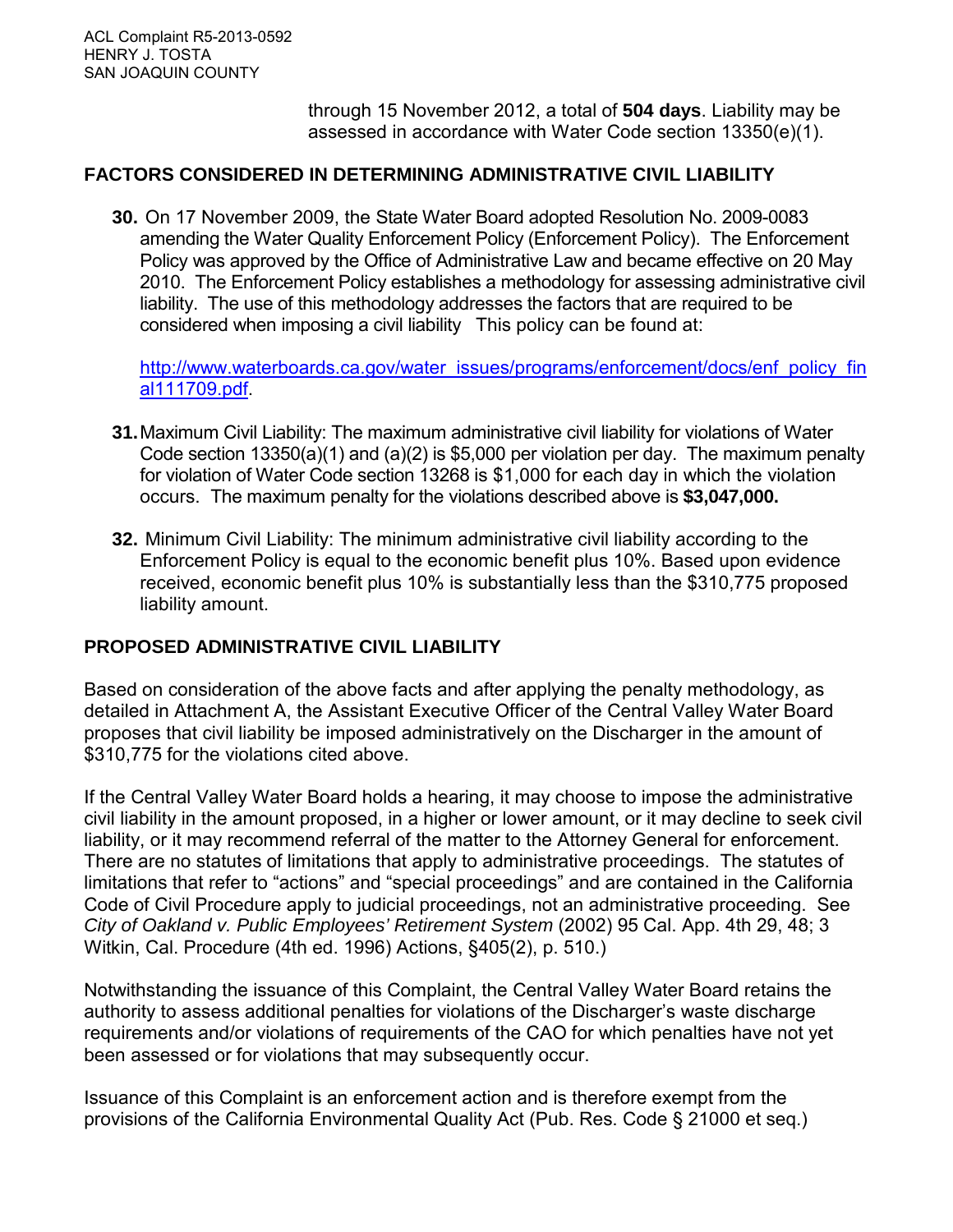through 15 November 2012, a total of **504 days**. Liability may be assessed in accordance with Water Code section 13350(e)(1).

## FACTORS CONSIDERED IN DETERMINING ADMINISTRATIVE CIVIL LIABILITY

**30.** On 17 November 2009, the State Water Board adopted Resolution No. 2009-0083 amending the Water Quality Enforcement Policy (Enforcement Policy). The Enforcement Policy was approved by the Office of Administrative Law and became effective on 20 May 2010. The Enforcement Policy establishes a methodology for assessing administrative civil liability. The use of this methodology addresses the factors that are required to be considered when imposing a civil liability This policy can be found at:

http://www.waterboards.ca.gov/water_issues/programs/enforcement/docs/enf_policy_final111709.pdf.

**31.** Maximum Civil Liability: The maximum administrative civil liability for violations of Water Code section 13350(a)(1) and (a)(2) is $5,000 per violation per day. The maximum penalty for violation of Water Code section 13268 is $1,000 for each day in which the violation occurs. The maximum penalty for the violations described above is **$3,047,000.**

**32.** Minimum Civil Liability: The minimum administrative civil liability according to the Enforcement Policy is equal to the economic benefit plus 10%. Based upon evidence received, economic benefit plus 10% is substantially less than the $310,775 proposed liability amount.

## PROPOSED ADMINISTRATIVE CIVIL LIABILITY

Based on consideration of the above facts and after applying the penalty methodology, as detailed in Attachment A, the Assistant Executive Officer of the Central Valley Water Board proposes that civil liability be imposed administratively on the Discharger in the amount of $310,775 for the violations cited above.

If the Central Valley Water Board holds a hearing, it may choose to impose the administrative civil liability in the amount proposed, in a higher or lower amount, or it may decline to seek civil liability, or it may recommend referral of the matter to the Attorney General for enforcement. There are no statutes of limitations that apply to administrative proceedings. The statutes of limitations that refer to "actions" and "special proceedings" and are contained in the California Code of Civil Procedure apply to judicial proceedings, not an administrative proceeding. See *City of Oakland v. Public Employees' Retirement System* (2002) 95 Cal. App. 4th 29, 48; 3 Witkin, Cal. Procedure (4th ed. 1996) Actions, §405(2), p. 510.)

Notwithstanding the issuance of this Complaint, the Central Valley Water Board retains the authority to assess additional penalties for violations of the Discharger's waste discharge requirements and/or violations of requirements of the CAO for which penalties have not yet been assessed or for violations that may subsequently occur.

Issuance of this Complaint is an enforcement action and is therefore exempt from the provisions of the California Environmental Quality Act (Pub. Res. Code § 21000 et seq.)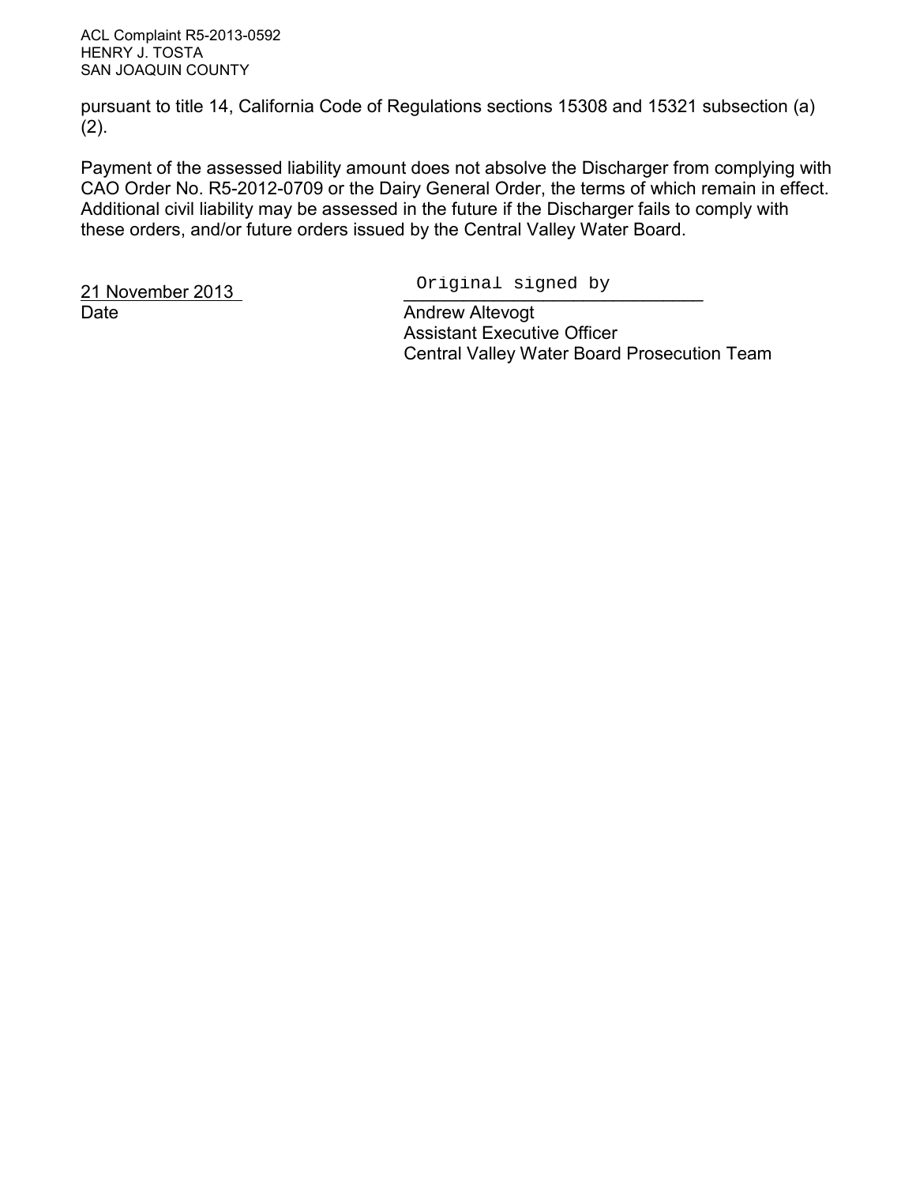pursuant to title 14, California Code of Regulations sections 15308 and 15321 subsection (a)(2).

Payment of the assessed liability amount does not absolve the Discharger from complying with CAO Order No. R5-2012-0709 or the Dairy General Order, the terms of which remain in effect. Additional civil liability may be assessed in the future if the Discharger fails to comply with these orders, and/or future orders issued by the Central Valley Water Board.

21 November 2013
Date

Original signed by

Andrew Altevogt
Assistant Executive Officer
Central Valley Water Board Prosecution Team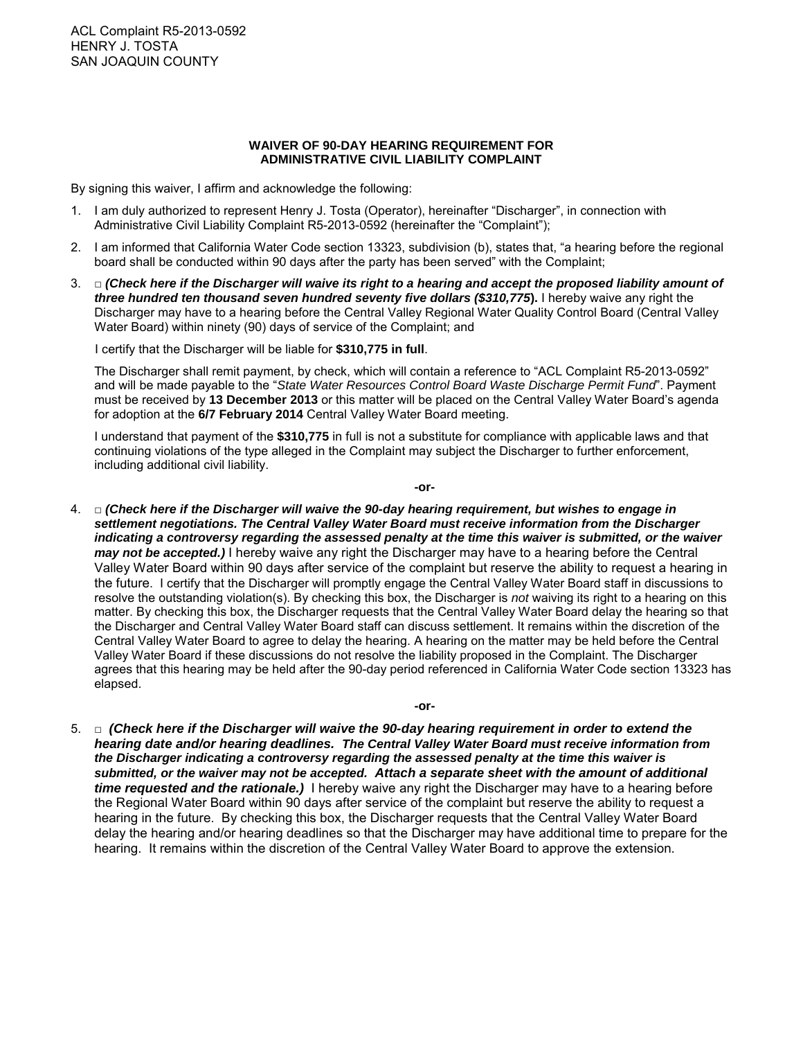ACL Complaint R5-2013-0592
HENRY J. TOSTA
SAN JOAQUIN COUNTY

**WAIVER OF 90-DAY HEARING REQUIREMENT FOR ADMINISTRATIVE CIVIL LIABILITY COMPLAINT**

By signing this waiver, I affirm and acknowledge the following:

1. I am duly authorized to represent Henry J. Tosta (Operator), hereinafter "Discharger", in connection with Administrative Civil Liability Complaint R5-2013-0592 (hereinafter the "Complaint");

2. I am informed that California Water Code section 13323, subdivision (b), states that, "a hearing before the regional board shall be conducted within 90 days after the party has been served" with the Complaint;

3. □ ***(Check here if the Discharger will waive its right to a hearing and accept the proposed liability amount of three hundred ten thousand seven hundred seventy five dollars ($310,775*).** I hereby waive any right the Discharger may have to a hearing before the Central Valley Regional Water Quality Control Board (Central Valley Water Board) within ninety (90) days of service of the Complaint; and

   I certify that the Discharger will be liable for **$310,775 in full**.

   The Discharger shall remit payment, by check, which will contain a reference to "ACL Complaint R5-2013-0592" and will be made payable to the "*State Water Resources Control Board Waste Discharge Permit Fund*". Payment must be received by **13 December 2013** or this matter will be placed on the Central Valley Water Board's agenda for adoption at the **6/7 February 2014** Central Valley Water Board meeting.

   I understand that payment of the **$310,775** in full is not a substitute for compliance with applicable laws and that continuing violations of the type alleged in the Complaint may subject the Discharger to further enforcement, including additional civil liability.

**-or-**

4. □ ***(Check here if the Discharger will waive the 90-day hearing requirement, but wishes to engage in settlement negotiations. The Central Valley Water Board must receive information from the Discharger indicating a controversy regarding the assessed penalty at the time this waiver is submitted, or the waiver may not be accepted.)*** I hereby waive any right the Discharger may have to a hearing before the Central Valley Water Board within 90 days after service of the complaint but reserve the ability to request a hearing in the future. I certify that the Discharger will promptly engage the Central Valley Water Board staff in discussions to resolve the outstanding violation(s). By checking this box, the Discharger is *not* waiving its right to a hearing on this matter. By checking this box, the Discharger requests that the Central Valley Water Board delay the hearing so that the Discharger and Central Valley Water Board staff can discuss settlement. It remains within the discretion of the Central Valley Water Board to agree to delay the hearing. A hearing on the matter may be held before the Central Valley Water Board if these discussions do not resolve the liability proposed in the Complaint. The Discharger agrees that this hearing may be held after the 90-day period referenced in California Water Code section 13323 has elapsed.

**-or-**

5. □ ***(Check here if the Discharger will waive the 90-day hearing requirement in order to extend the hearing date and/or hearing deadlines. The Central Valley Water Board must receive information from the Discharger indicating a controversy regarding the assessed penalty at the time this waiver is submitted, or the waiver may not be accepted. Attach a separate sheet with the amount of additional time requested and the rationale.)*** I hereby waive any right the Discharger may have to a hearing before the Regional Water Board within 90 days after service of the complaint but reserve the ability to request a hearing in the future. By checking this box, the Discharger requests that the Central Valley Water Board delay the hearing and/or hearing deadlines so that the Discharger may have additional time to prepare for the hearing. It remains within the discretion of the Central Valley Water Board to approve the extension.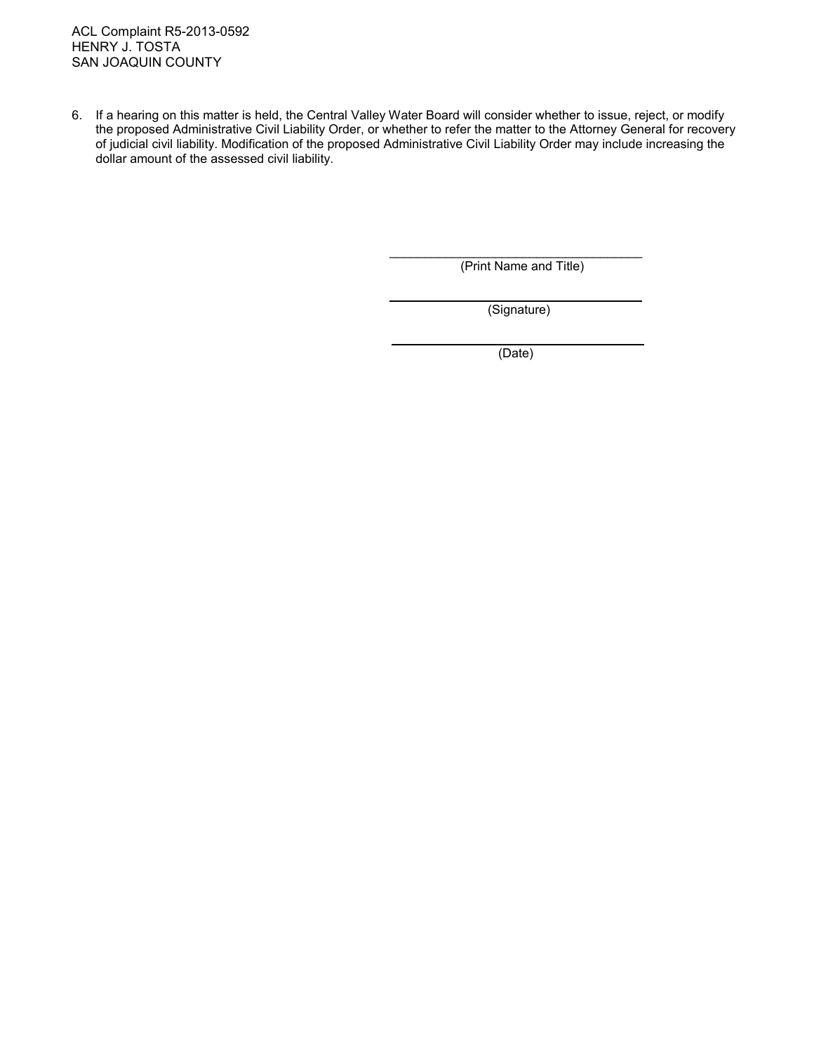6. If a hearing on this matter is held, the Central Valley Water Board will consider whether to issue, reject, or modify the proposed Administrative Civil Liability Order, or whether to refer the matter to the Attorney General for recovery of judicial civil liability. Modification of the proposed Administrative Civil Liability Order may include increasing the dollar amount of the assessed civil liability.

_____________________________________
(Print Name and Title)

_____________________________________
(Signature)

_____________________________________
(Date)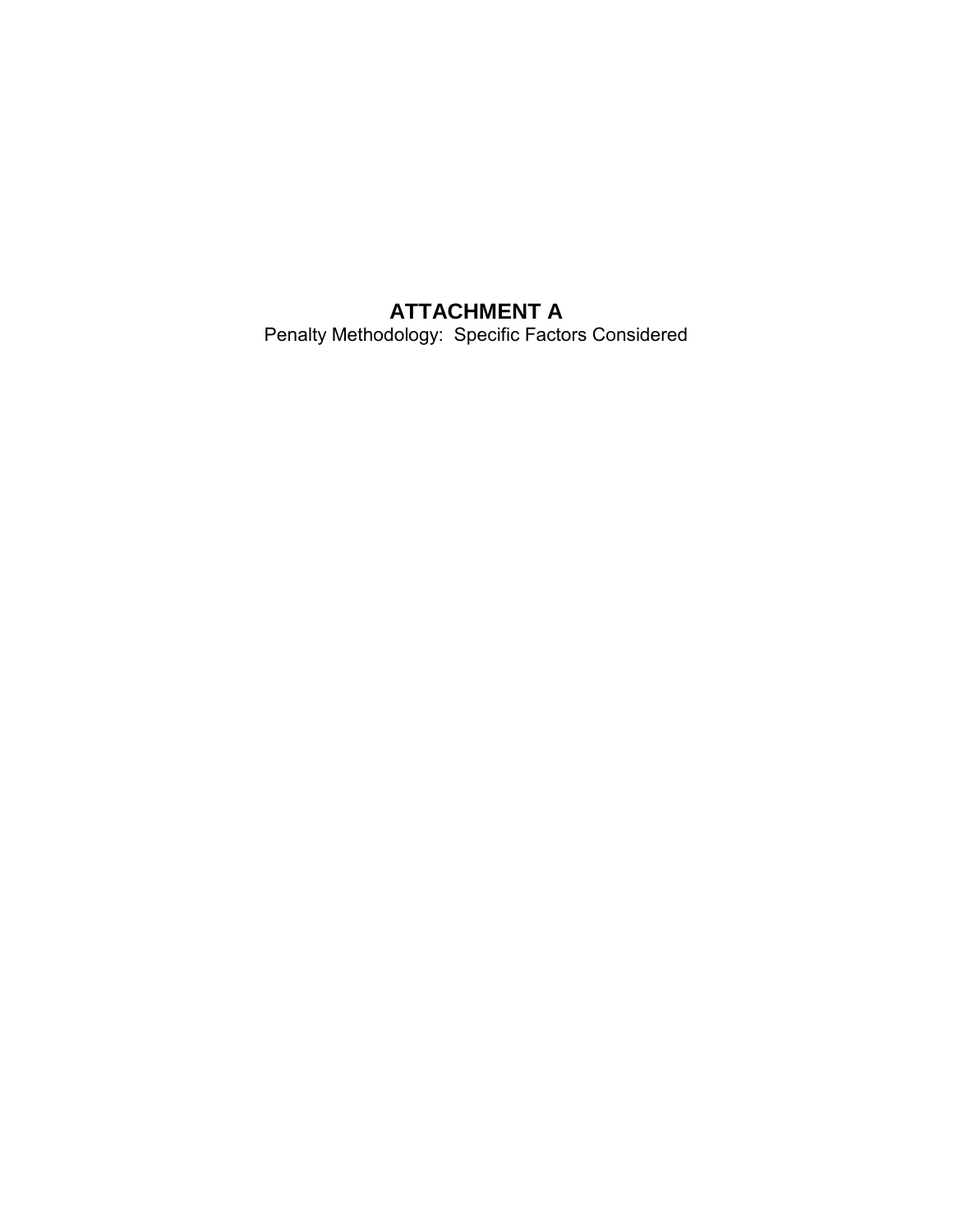# ATTACHMENT A

Penalty Methodology:  Specific Factors Considered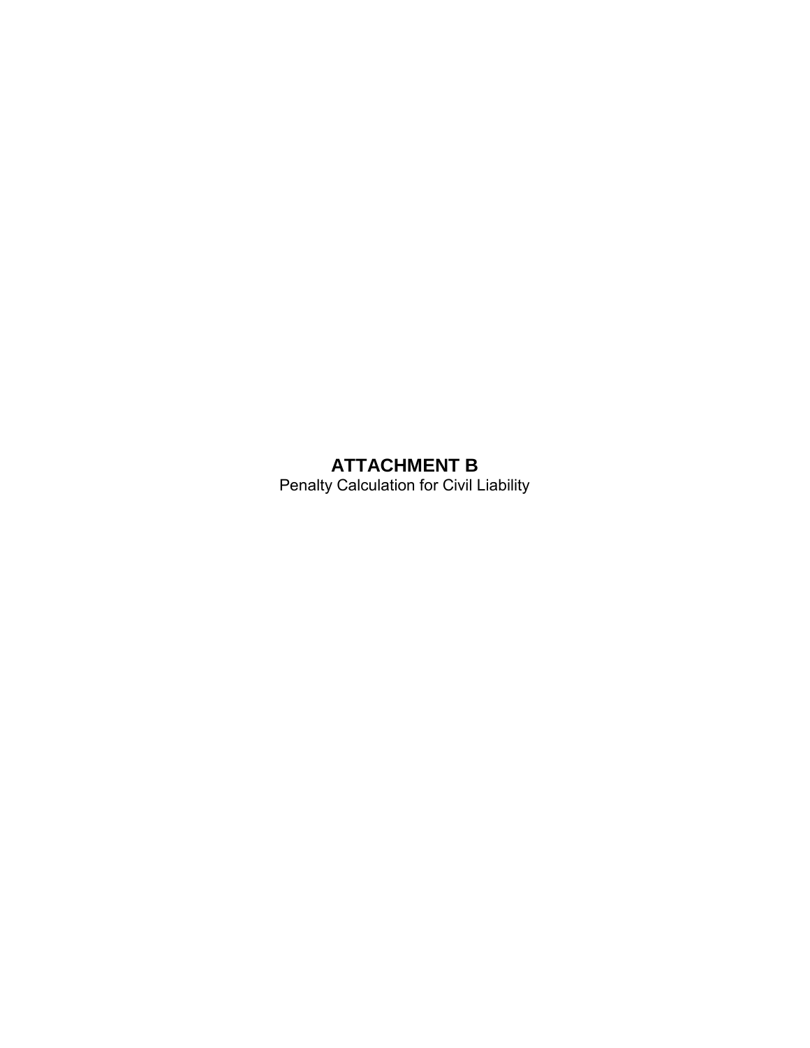# ATTACHMENT B

Penalty Calculation for Civil Liability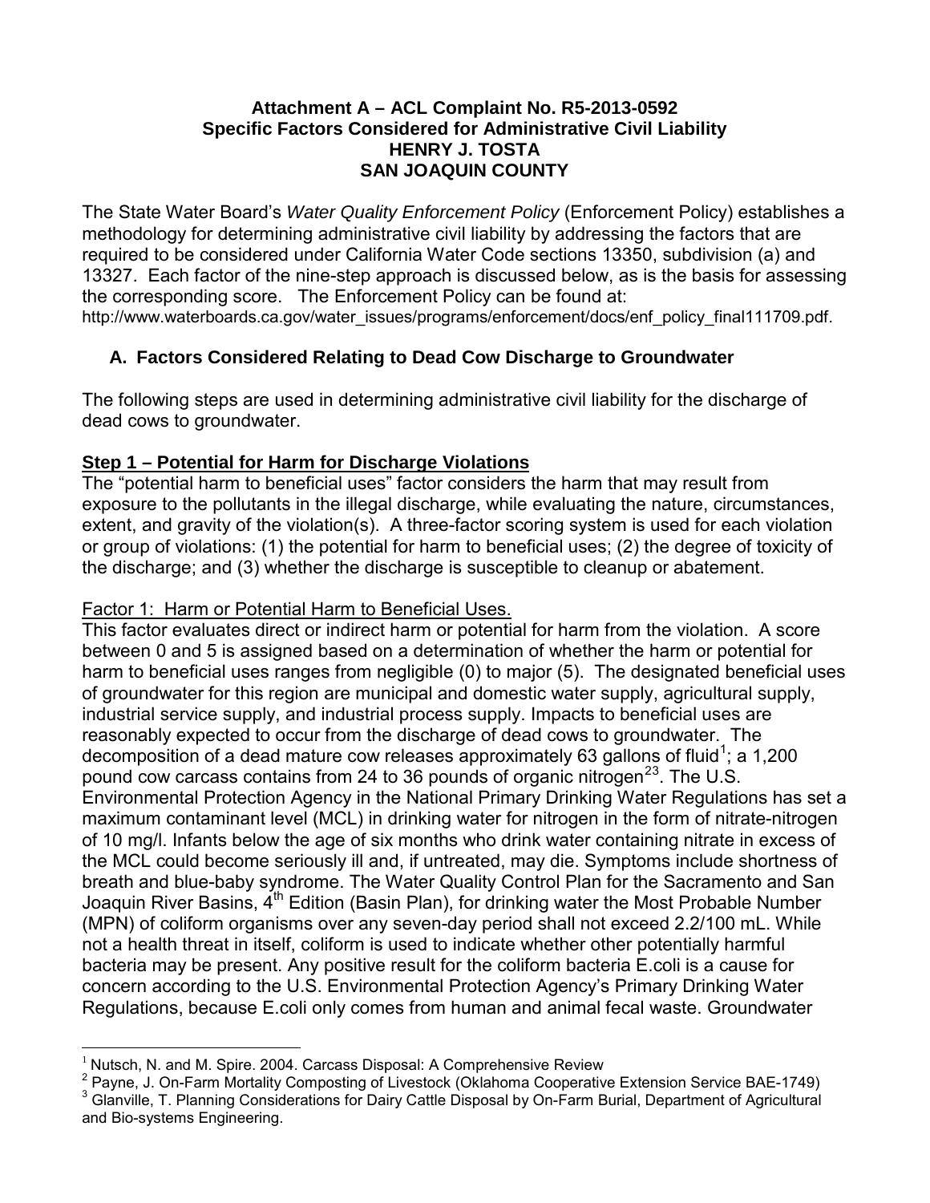**Attachment A – ACL Complaint No. R5-2013-0592**
**Specific Factors Considered for Administrative Civil Liability**
**HENRY J. TOSTA**
**SAN JOAQUIN COUNTY**

The State Water Board's *Water Quality Enforcement Policy* (Enforcement Policy) establishes a methodology for determining administrative civil liability by addressing the factors that are required to be considered under California Water Code sections 13350, subdivision (a) and 13327. Each factor of the nine-step approach is discussed below, as is the basis for assessing the corresponding score. The Enforcement Policy can be found at: http://www.waterboards.ca.gov/water_issues/programs/enforcement/docs/enf_policy_final111709.pdf.

## A. Factors Considered Relating to Dead Cow Discharge to Groundwater

The following steps are used in determining administrative civil liability for the discharge of dead cows to groundwater.

### Step 1 – Potential for Harm for Discharge Violations

The "potential harm to beneficial uses" factor considers the harm that may result from exposure to the pollutants in the illegal discharge, while evaluating the nature, circumstances, extent, and gravity of the violation(s). A three-factor scoring system is used for each violation or group of violations: (1) the potential for harm to beneficial uses; (2) the degree of toxicity of the discharge; and (3) whether the discharge is susceptible to cleanup or abatement.

Factor 1: Harm or Potential Harm to Beneficial Uses.

This factor evaluates direct or indirect harm or potential for harm from the violation. A score between 0 and 5 is assigned based on a determination of whether the harm or potential for harm to beneficial uses ranges from negligible (0) to major (5). The designated beneficial uses of groundwater for this region are municipal and domestic water supply, agricultural supply, industrial service supply, and industrial process supply. Impacts to beneficial uses are reasonably expected to occur from the discharge of dead cows to groundwater. The decomposition of a dead mature cow releases approximately 63 gallons of fluid[1]; a 1,200 pound cow carcass contains from 24 to 36 pounds of organic nitrogen[2,3]. The U.S. Environmental Protection Agency in the National Primary Drinking Water Regulations has set a maximum contaminant level (MCL) in drinking water for nitrogen in the form of nitrate-nitrogen of 10 mg/l. Infants below the age of six months who drink water containing nitrate in excess of the MCL could become seriously ill and, if untreated, may die. Symptoms include shortness of breath and blue-baby syndrome. The Water Quality Control Plan for the Sacramento and San Joaquin River Basins, 4th Edition (Basin Plan), for drinking water the Most Probable Number (MPN) of coliform organisms over any seven-day period shall not exceed 2.2/100 mL. While not a health threat in itself, coliform is used to indicate whether other potentially harmful bacteria may be present. Any positive result for the coliform bacteria E.coli is a cause for concern according to the U.S. Environmental Protection Agency's Primary Drinking Water Regulations, because E.coli only comes from human and animal fecal waste. Groundwater

---

[1] Nutsch, N. and M. Spire. 2004. Carcass Disposal: A Comprehensive Review

[2] Payne, J. On-Farm Mortality Composting of Livestock (Oklahoma Cooperative Extension Service BAE-1749)

[3] Glanville, T. Planning Considerations for Dairy Cattle Disposal by On-Farm Burial, Department of Agricultural and Bio-systems Engineering.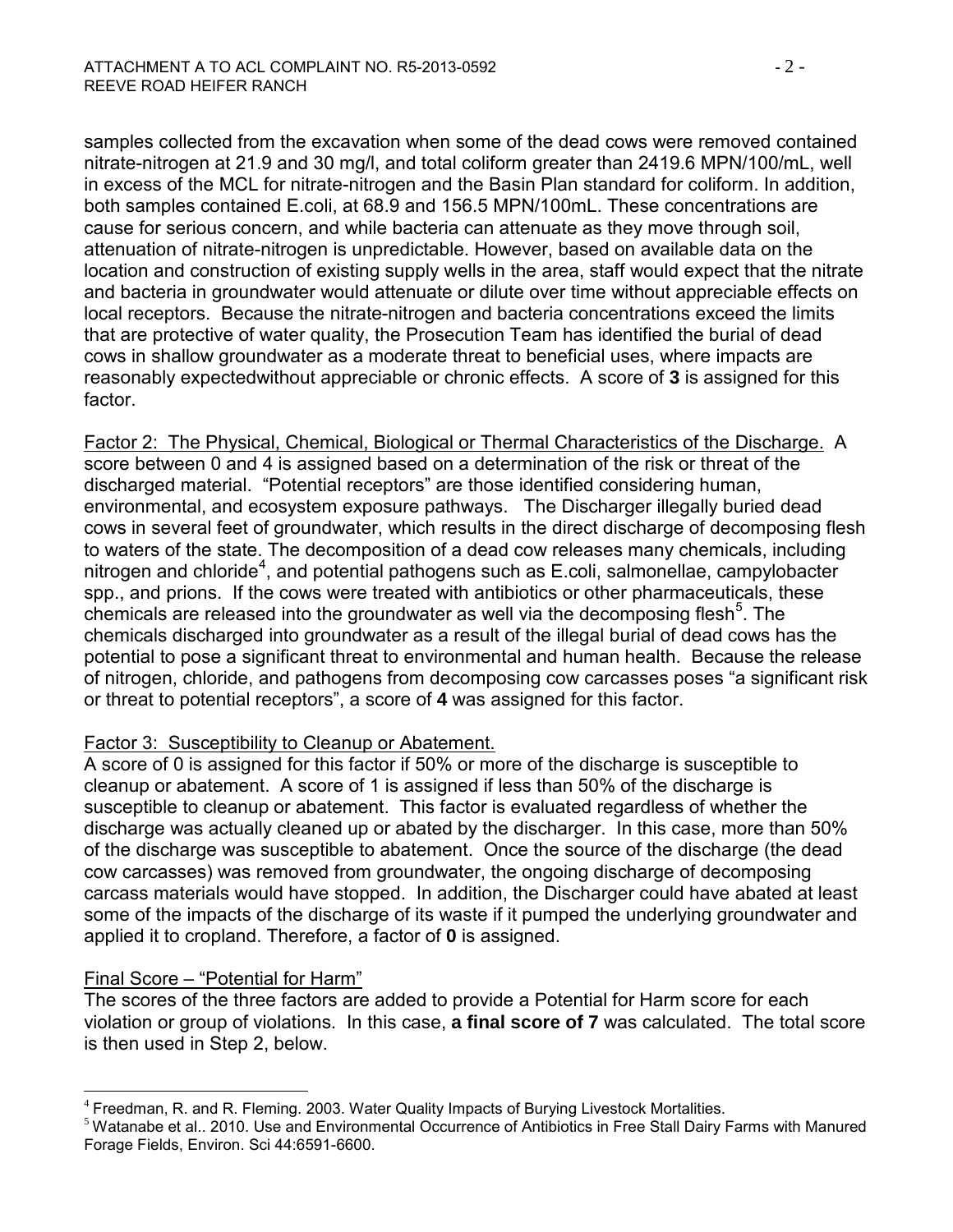samples collected from the excavation when some of the dead cows were removed contained nitrate-nitrogen at 21.9 and 30 mg/l, and total coliform greater than 2419.6 MPN/100/mL, well in excess of the MCL for nitrate-nitrogen and the Basin Plan standard for coliform. In addition, both samples contained E.coli, at 68.9 and 156.5 MPN/100mL. These concentrations are cause for serious concern, and while bacteria can attenuate as they move through soil, attenuation of nitrate-nitrogen is unpredictable. However, based on available data on the location and construction of existing supply wells in the area, staff would expect that the nitrate and bacteria in groundwater would attenuate or dilute over time without appreciable effects on local receptors. Because the nitrate-nitrogen and bacteria concentrations exceed the limits that are protective of water quality, the Prosecution Team has identified the burial of dead cows in shallow groundwater as a moderate threat to beneficial uses, where impacts are reasonably expectedwithout appreciable or chronic effects. A score of **3** is assigned for this factor.

Factor 2: The Physical, Chemical, Biological or Thermal Characteristics of the Discharge. A score between 0 and 4 is assigned based on a determination of the risk or threat of the discharged material. "Potential receptors" are those identified considering human, environmental, and ecosystem exposure pathways. The Discharger illegally buried dead cows in several feet of groundwater, which results in the direct discharge of decomposing flesh to waters of the state. The decomposition of a dead cow releases many chemicals, including nitrogen and chloride[4], and potential pathogens such as E.coli, salmonellae, campylobacter spp., and prions. If the cows were treated with antibiotics or other pharmaceuticals, these chemicals are released into the groundwater as well via the decomposing flesh[5]. The chemicals discharged into groundwater as a result of the illegal burial of dead cows has the potential to pose a significant threat to environmental and human health. Because the release of nitrogen, chloride, and pathogens from decomposing cow carcasses poses "a significant risk or threat to potential receptors", a score of **4** was assigned for this factor.

Factor 3: Susceptibility to Cleanup or Abatement.

A score of 0 is assigned for this factor if 50% or more of the discharge is susceptible to cleanup or abatement. A score of 1 is assigned if less than 50% of the discharge is susceptible to cleanup or abatement. This factor is evaluated regardless of whether the discharge was actually cleaned up or abated by the discharger. In this case, more than 50% of the discharge was susceptible to abatement. Once the source of the discharge (the dead cow carcasses) was removed from groundwater, the ongoing discharge of decomposing carcass materials would have stopped. In addition, the Discharger could have abated at least some of the impacts of the discharge of its waste if it pumped the underlying groundwater and applied it to cropland. Therefore, a factor of **0** is assigned.

Final Score – "Potential for Harm"

The scores of the three factors are added to provide a Potential for Harm score for each violation or group of violations. In this case, **a final score of 7** was calculated. The total score is then used in Step 2, below.

---

[4] Freedman, R. and R. Fleming. 2003. Water Quality Impacts of Burying Livestock Mortalities.

[5] Watanabe et al.. 2010. Use and Environmental Occurrence of Antibiotics in Free Stall Dairy Farms with Manured Forage Fields, Environ. Sci 44:6591-6600.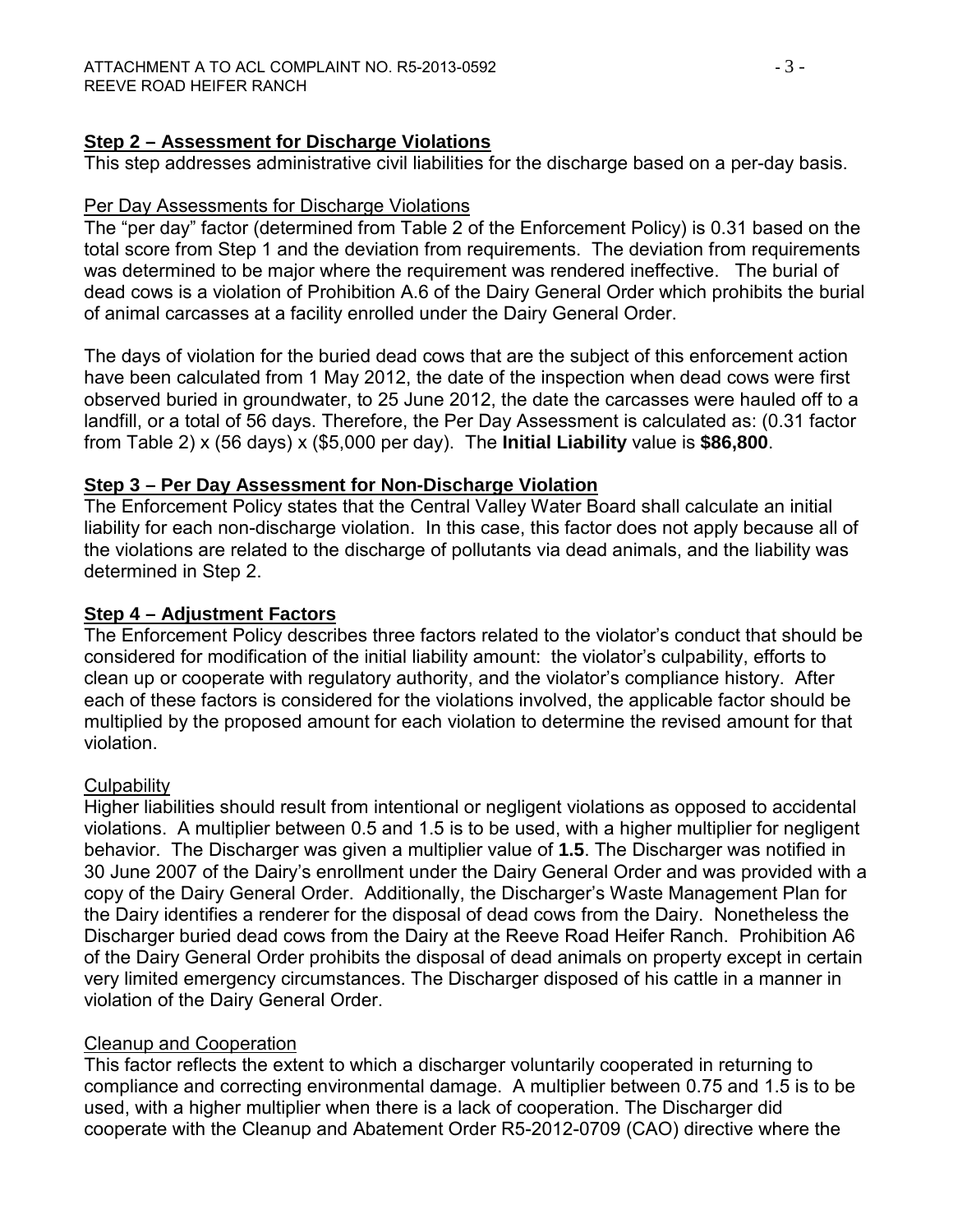## **Step 2 – Assessment for Discharge Violations**

This step addresses administrative civil liabilities for the discharge based on a per-day basis.

### Per Day Assessments for Discharge Violations

The "per day" factor (determined from Table 2 of the Enforcement Policy) is 0.31 based on the total score from Step 1 and the deviation from requirements. The deviation from requirements was determined to be major where the requirement was rendered ineffective. The burial of dead cows is a violation of Prohibition A.6 of the Dairy General Order which prohibits the burial of animal carcasses at a facility enrolled under the Dairy General Order.

The days of violation for the buried dead cows that are the subject of this enforcement action have been calculated from 1 May 2012, the date of the inspection when dead cows were first observed buried in groundwater, to 25 June 2012, the date the carcasses were hauled off to a landfill, or a total of 56 days. Therefore, the Per Day Assessment is calculated as: (0.31 factor from Table 2) x (56 days) x ($5,000 per day). The **Initial Liability** value is **$86,800**.

## **Step 3 – Per Day Assessment for Non-Discharge Violation**

The Enforcement Policy states that the Central Valley Water Board shall calculate an initial liability for each non-discharge violation. In this case, this factor does not apply because all of the violations are related to the discharge of pollutants via dead animals, and the liability was determined in Step 2.

## **Step 4 – Adjustment Factors**

The Enforcement Policy describes three factors related to the violator's conduct that should be considered for modification of the initial liability amount: the violator's culpability, efforts to clean up or cooperate with regulatory authority, and the violator's compliance history. After each of these factors is considered for the violations involved, the applicable factor should be multiplied by the proposed amount for each violation to determine the revised amount for that violation.

### Culpability

Higher liabilities should result from intentional or negligent violations as opposed to accidental violations. A multiplier between 0.5 and 1.5 is to be used, with a higher multiplier for negligent behavior. The Discharger was given a multiplier value of **1.5**. The Discharger was notified in 30 June 2007 of the Dairy's enrollment under the Dairy General Order and was provided with a copy of the Dairy General Order. Additionally, the Discharger's Waste Management Plan for the Dairy identifies a renderer for the disposal of dead cows from the Dairy. Nonetheless the Discharger buried dead cows from the Dairy at the Reeve Road Heifer Ranch. Prohibition A6 of the Dairy General Order prohibits the disposal of dead animals on property except in certain very limited emergency circumstances. The Discharger disposed of his cattle in a manner in violation of the Dairy General Order.

### Cleanup and Cooperation

This factor reflects the extent to which a discharger voluntarily cooperated in returning to compliance and correcting environmental damage. A multiplier between 0.75 and 1.5 is to be used, with a higher multiplier when there is a lack of cooperation. The Discharger did cooperate with the Cleanup and Abatement Order R5-2012-0709 (CAO) directive where the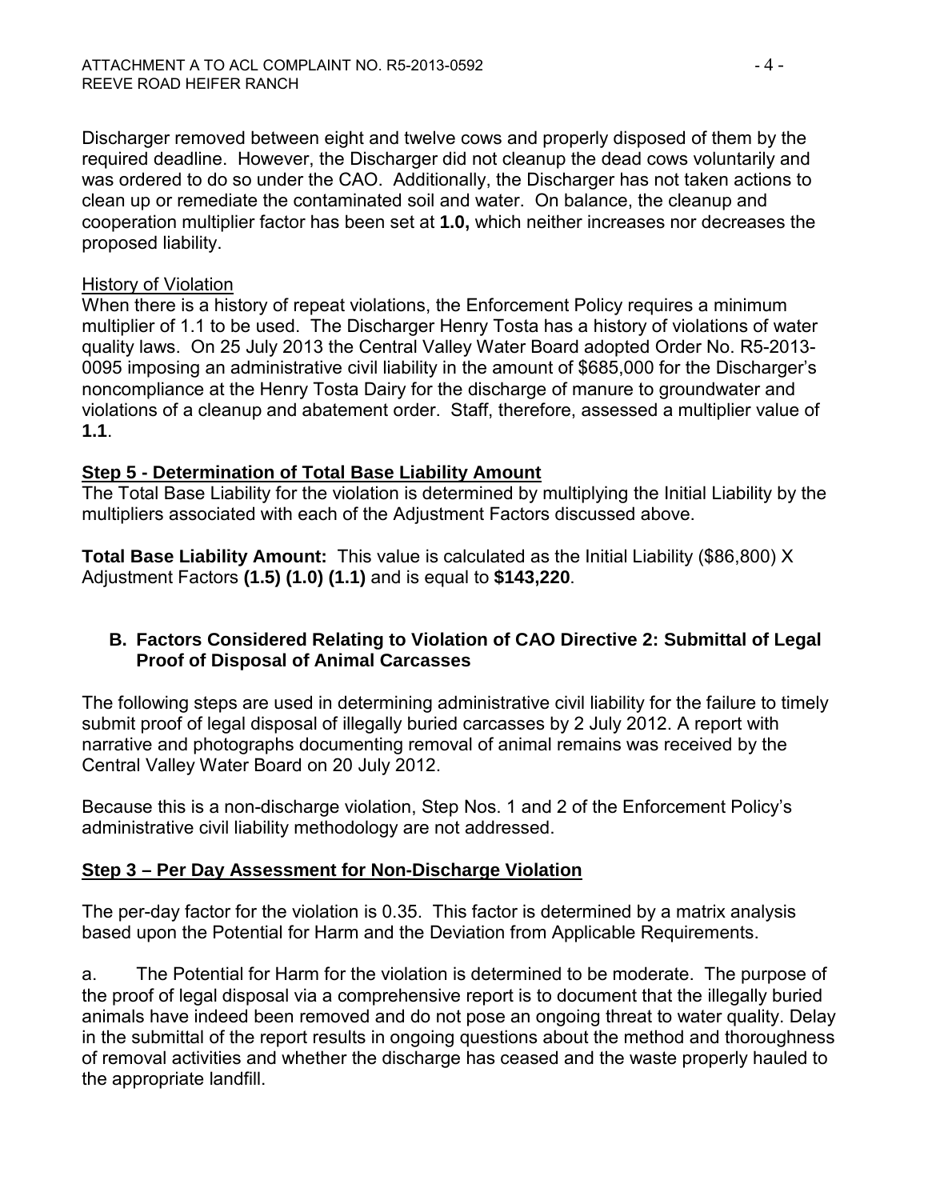Discharger removed between eight and twelve cows and properly disposed of them by the required deadline. However, the Discharger did not cleanup the dead cows voluntarily and was ordered to do so under the CAO. Additionally, the Discharger has not taken actions to clean up or remediate the contaminated soil and water. On balance, the cleanup and cooperation multiplier factor has been set at **1.0,** which neither increases nor decreases the proposed liability.

History of Violation

When there is a history of repeat violations, the Enforcement Policy requires a minimum multiplier of 1.1 to be used. The Discharger Henry Tosta has a history of violations of water quality laws. On 25 July 2013 the Central Valley Water Board adopted Order No. R5-2013-0095 imposing an administrative civil liability in the amount of $685,000 for the Discharger's noncompliance at the Henry Tosta Dairy for the discharge of manure to groundwater and violations of a cleanup and abatement order. Staff, therefore, assessed a multiplier value of **1.1**.

**Step 5 - Determination of Total Base Liability Amount**

The Total Base Liability for the violation is determined by multiplying the Initial Liability by the multipliers associated with each of the Adjustment Factors discussed above.

**Total Base Liability Amount:** This value is calculated as the Initial Liability ($86,800) X Adjustment Factors **(1.5) (1.0) (1.1)** and is equal to **$143,220**.

## B. Factors Considered Relating to Violation of CAO Directive 2: Submittal of Legal Proof of Disposal of Animal Carcasses

The following steps are used in determining administrative civil liability for the failure to timely submit proof of legal disposal of illegally buried carcasses by 2 July 2012. A report with narrative and photographs documenting removal of animal remains was received by the Central Valley Water Board on 20 July 2012.

Because this is a non-discharge violation, Step Nos. 1 and 2 of the Enforcement Policy's administrative civil liability methodology are not addressed.

**Step 3 – Per Day Assessment for Non-Discharge Violation**

The per-day factor for the violation is 0.35. This factor is determined by a matrix analysis based upon the Potential for Harm and the Deviation from Applicable Requirements.

a. The Potential for Harm for the violation is determined to be moderate. The purpose of the proof of legal disposal via a comprehensive report is to document that the illegally buried animals have indeed been removed and do not pose an ongoing threat to water quality. Delay in the submittal of the report results in ongoing questions about the method and thoroughness of removal activities and whether the discharge has ceased and the waste properly hauled to the appropriate landfill.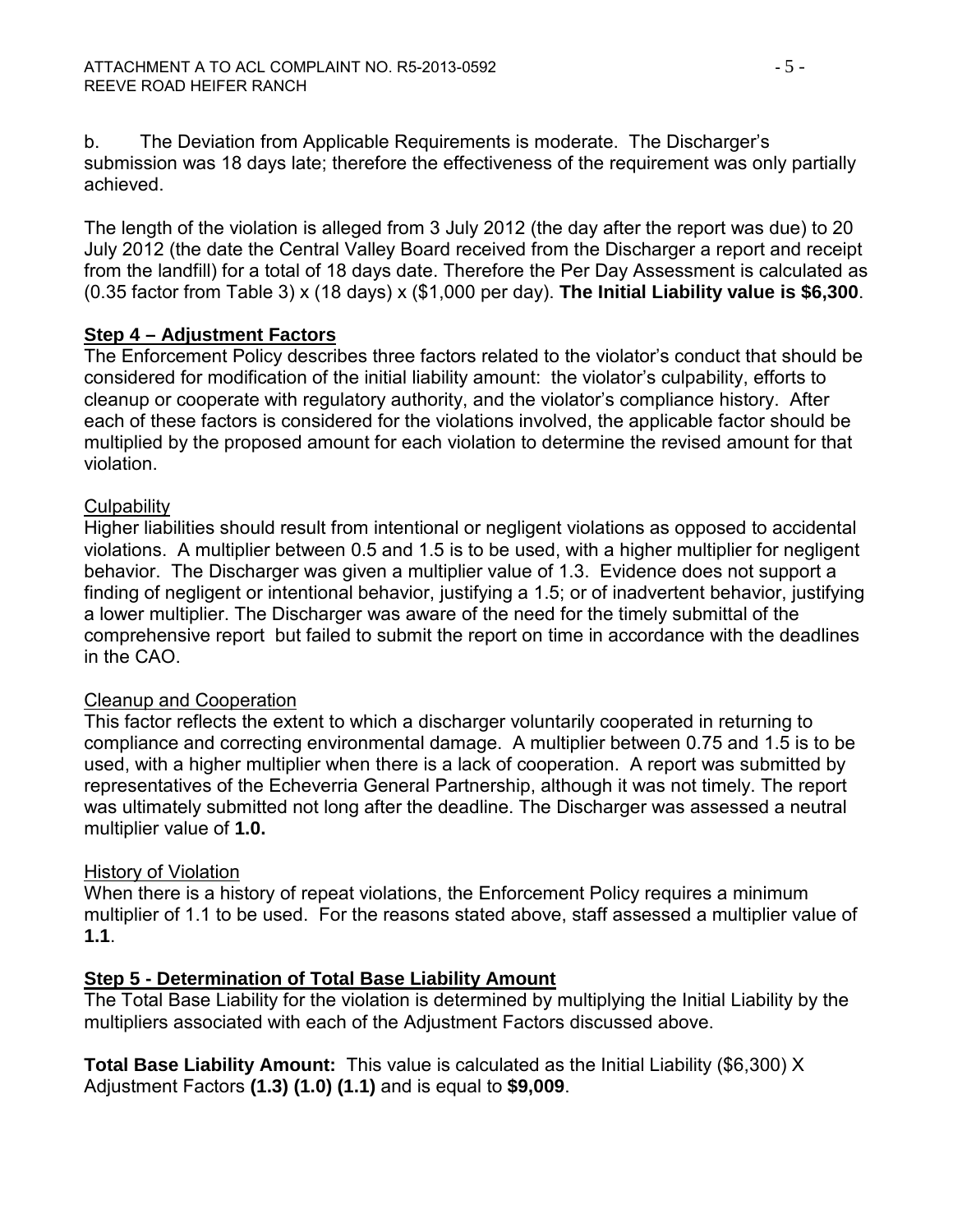b. The Deviation from Applicable Requirements is moderate. The Discharger's submission was 18 days late; therefore the effectiveness of the requirement was only partially achieved.

The length of the violation is alleged from 3 July 2012 (the day after the report was due) to 20 July 2012 (the date the Central Valley Board received from the Discharger a report and receipt from the landfill) for a total of 18 days date. Therefore the Per Day Assessment is calculated as (0.35 factor from Table 3) x (18 days) x ($1,000 per day). **The Initial Liability value is $6,300**.

**Step 4 – Adjustment Factors**

The Enforcement Policy describes three factors related to the violator's conduct that should be considered for modification of the initial liability amount: the violator's culpability, efforts to cleanup or cooperate with regulatory authority, and the violator's compliance history. After each of these factors is considered for the violations involved, the applicable factor should be multiplied by the proposed amount for each violation to determine the revised amount for that violation.

Culpability

Higher liabilities should result from intentional or negligent violations as opposed to accidental violations. A multiplier between 0.5 and 1.5 is to be used, with a higher multiplier for negligent behavior. The Discharger was given a multiplier value of 1.3. Evidence does not support a finding of negligent or intentional behavior, justifying a 1.5; or of inadvertent behavior, justifying a lower multiplier. The Discharger was aware of the need for the timely submittal of the comprehensive report but failed to submit the report on time in accordance with the deadlines in the CAO.

Cleanup and Cooperation

This factor reflects the extent to which a discharger voluntarily cooperated in returning to compliance and correcting environmental damage. A multiplier between 0.75 and 1.5 is to be used, with a higher multiplier when there is a lack of cooperation. A report was submitted by representatives of the Echeverria General Partnership, although it was not timely. The report was ultimately submitted not long after the deadline. The Discharger was assessed a neutral multiplier value of **1.0.**

History of Violation

When there is a history of repeat violations, the Enforcement Policy requires a minimum multiplier of 1.1 to be used. For the reasons stated above, staff assessed a multiplier value of **1.1**.

**Step 5 - Determination of Total Base Liability Amount**

The Total Base Liability for the violation is determined by multiplying the Initial Liability by the multipliers associated with each of the Adjustment Factors discussed above.

**Total Base Liability Amount:** This value is calculated as the Initial Liability ($6,300) X Adjustment Factors **(1.3) (1.0) (1.1)** and is equal to **$9,009**.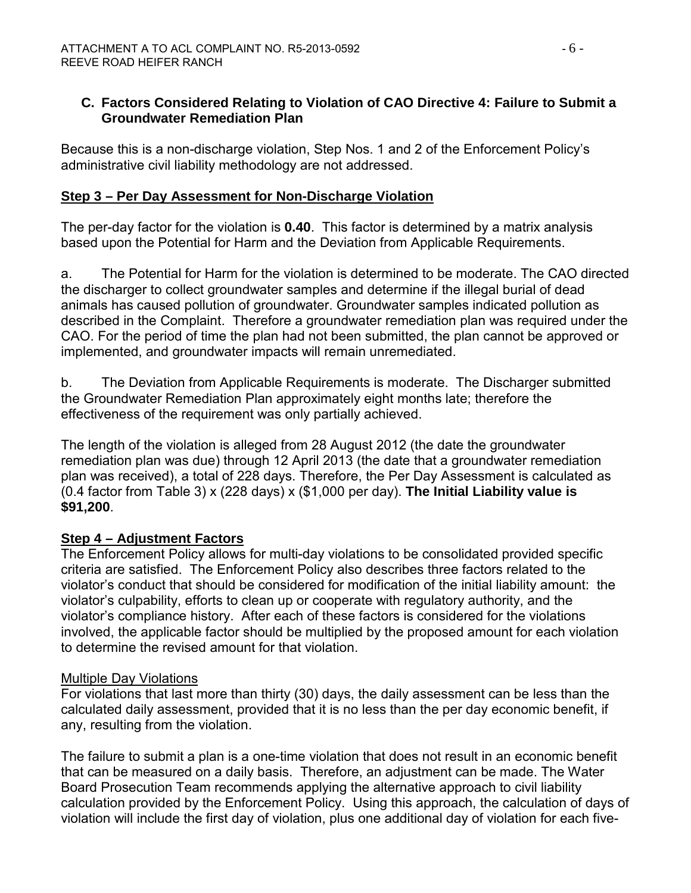### C. Factors Considered Relating to Violation of CAO Directive 4: Failure to Submit a Groundwater Remediation Plan

Because this is a non-discharge violation, Step Nos. 1 and 2 of the Enforcement Policy's administrative civil liability methodology are not addressed.

**Step 3 – Per Day Assessment for Non-Discharge Violation**

The per-day factor for the violation is **0.40**. This factor is determined by a matrix analysis based upon the Potential for Harm and the Deviation from Applicable Requirements.

a. The Potential for Harm for the violation is determined to be moderate. The CAO directed the discharger to collect groundwater samples and determine if the illegal burial of dead animals has caused pollution of groundwater. Groundwater samples indicated pollution as described in the Complaint. Therefore a groundwater remediation plan was required under the CAO. For the period of time the plan had not been submitted, the plan cannot be approved or implemented, and groundwater impacts will remain unremediated.

b. The Deviation from Applicable Requirements is moderate. The Discharger submitted the Groundwater Remediation Plan approximately eight months late; therefore the effectiveness of the requirement was only partially achieved.

The length of the violation is alleged from 28 August 2012 (the date the groundwater remediation plan was due) through 12 April 2013 (the date that a groundwater remediation plan was received), a total of 228 days. Therefore, the Per Day Assessment is calculated as (0.4 factor from Table 3) x (228 days) x ($1,000 per day). **The Initial Liability value is $91,200**.

**Step 4 – Adjustment Factors**

The Enforcement Policy allows for multi-day violations to be consolidated provided specific criteria are satisfied. The Enforcement Policy also describes three factors related to the violator's conduct that should be considered for modification of the initial liability amount: the violator's culpability, efforts to clean up or cooperate with regulatory authority, and the violator's compliance history. After each of these factors is considered for the violations involved, the applicable factor should be multiplied by the proposed amount for each violation to determine the revised amount for that violation.

<u>Multiple Day Violations</u>

For violations that last more than thirty (30) days, the daily assessment can be less than the calculated daily assessment, provided that it is no less than the per day economic benefit, if any, resulting from the violation.

The failure to submit a plan is a one-time violation that does not result in an economic benefit that can be measured on a daily basis. Therefore, an adjustment can be made. The Water Board Prosecution Team recommends applying the alternative approach to civil liability calculation provided by the Enforcement Policy. Using this approach, the calculation of days of violation will include the first day of violation, plus one additional day of violation for each five-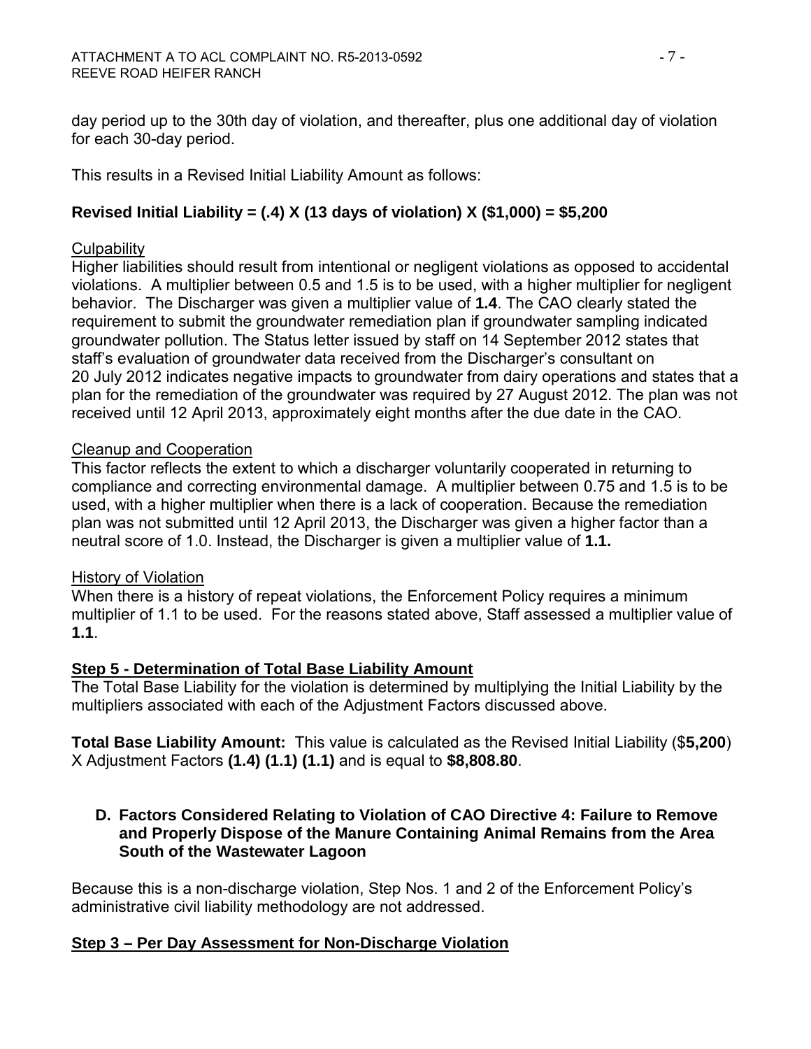day period up to the 30th day of violation, and thereafter, plus one additional day of violation for each 30-day period.

This results in a Revised Initial Liability Amount as follows:

**Revised Initial Liability = (.4) X (13 days of violation) X ($1,000) = $5,200**

Culpability

Higher liabilities should result from intentional or negligent violations as opposed to accidental violations. A multiplier between 0.5 and 1.5 is to be used, with a higher multiplier for negligent behavior. The Discharger was given a multiplier value of **1.4**. The CAO clearly stated the requirement to submit the groundwater remediation plan if groundwater sampling indicated groundwater pollution. The Status letter issued by staff on 14 September 2012 states that staff's evaluation of groundwater data received from the Discharger's consultant on 20 July 2012 indicates negative impacts to groundwater from dairy operations and states that a plan for the remediation of the groundwater was required by 27 August 2012. The plan was not received until 12 April 2013, approximately eight months after the due date in the CAO.

Cleanup and Cooperation

This factor reflects the extent to which a discharger voluntarily cooperated in returning to compliance and correcting environmental damage. A multiplier between 0.75 and 1.5 is to be used, with a higher multiplier when there is a lack of cooperation. Because the remediation plan was not submitted until 12 April 2013, the Discharger was given a higher factor than a neutral score of 1.0. Instead, the Discharger is given a multiplier value of **1.1.**

History of Violation

When there is a history of repeat violations, the Enforcement Policy requires a minimum multiplier of 1.1 to be used. For the reasons stated above, Staff assessed a multiplier value of **1.1**.

**Step 5 - Determination of Total Base Liability Amount**

The Total Base Liability for the violation is determined by multiplying the Initial Liability by the multipliers associated with each of the Adjustment Factors discussed above.

**Total Base Liability Amount:** This value is calculated as the Revised Initial Liability ($**5,200**) X Adjustment Factors **(1.4) (1.1) (1.1)** and is equal to **$8,808.80**.

### D. Factors Considered Relating to Violation of CAO Directive 4: Failure to Remove and Properly Dispose of the Manure Containing Animal Remains from the Area South of the Wastewater Lagoon

Because this is a non-discharge violation, Step Nos. 1 and 2 of the Enforcement Policy's administrative civil liability methodology are not addressed.

**Step 3 – Per Day Assessment for Non-Discharge Violation**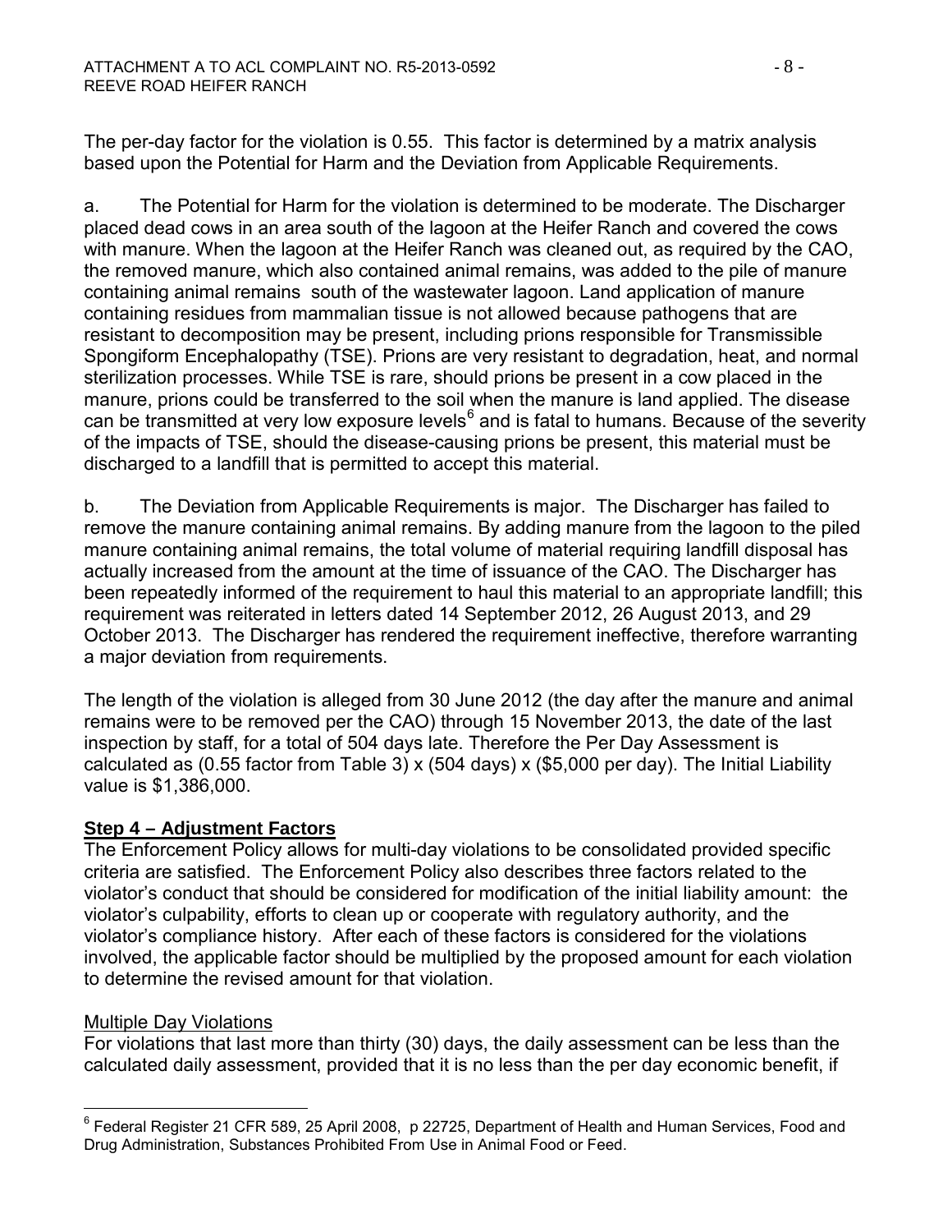The per-day factor for the violation is 0.55. This factor is determined by a matrix analysis based upon the Potential for Harm and the Deviation from Applicable Requirements.

a. The Potential for Harm for the violation is determined to be moderate. The Discharger placed dead cows in an area south of the lagoon at the Heifer Ranch and covered the cows with manure. When the lagoon at the Heifer Ranch was cleaned out, as required by the CAO, the removed manure, which also contained animal remains, was added to the pile of manure containing animal remains south of the wastewater lagoon. Land application of manure containing residues from mammalian tissue is not allowed because pathogens that are resistant to decomposition may be present, including prions responsible for Transmissible Spongiform Encephalopathy (TSE). Prions are very resistant to degradation, heat, and normal sterilization processes. While TSE is rare, should prions be present in a cow placed in the manure, prions could be transferred to the soil when the manure is land applied. The disease can be transmitted at very low exposure levels[6] and is fatal to humans. Because of the severity of the impacts of TSE, should the disease-causing prions be present, this material must be discharged to a landfill that is permitted to accept this material.

b. The Deviation from Applicable Requirements is major. The Discharger has failed to remove the manure containing animal remains. By adding manure from the lagoon to the piled manure containing animal remains, the total volume of material requiring landfill disposal has actually increased from the amount at the time of issuance of the CAO. The Discharger has been repeatedly informed of the requirement to haul this material to an appropriate landfill; this requirement was reiterated in letters dated 14 September 2012, 26 August 2013, and 29 October 2013. The Discharger has rendered the requirement ineffective, therefore warranting a major deviation from requirements.

The length of the violation is alleged from 30 June 2012 (the day after the manure and animal remains were to be removed per the CAO) through 15 November 2013, the date of the last inspection by staff, for a total of 504 days late. Therefore the Per Day Assessment is calculated as (0.55 factor from Table 3) x (504 days) x ($5,000 per day). The Initial Liability value is $1,386,000.

## Step 4 – Adjustment Factors

The Enforcement Policy allows for multi-day violations to be consolidated provided specific criteria are satisfied. The Enforcement Policy also describes three factors related to the violator's conduct that should be considered for modification of the initial liability amount: the violator's culpability, efforts to clean up or cooperate with regulatory authority, and the violator's compliance history. After each of these factors is considered for the violations involved, the applicable factor should be multiplied by the proposed amount for each violation to determine the revised amount for that violation.

### Multiple Day Violations

For violations that last more than thirty (30) days, the daily assessment can be less than the calculated daily assessment, provided that it is no less than the per day economic benefit, if

---

[6] Federal Register 21 CFR 589, 25 April 2008, p 22725, Department of Health and Human Services, Food and Drug Administration, Substances Prohibited From Use in Animal Food or Feed.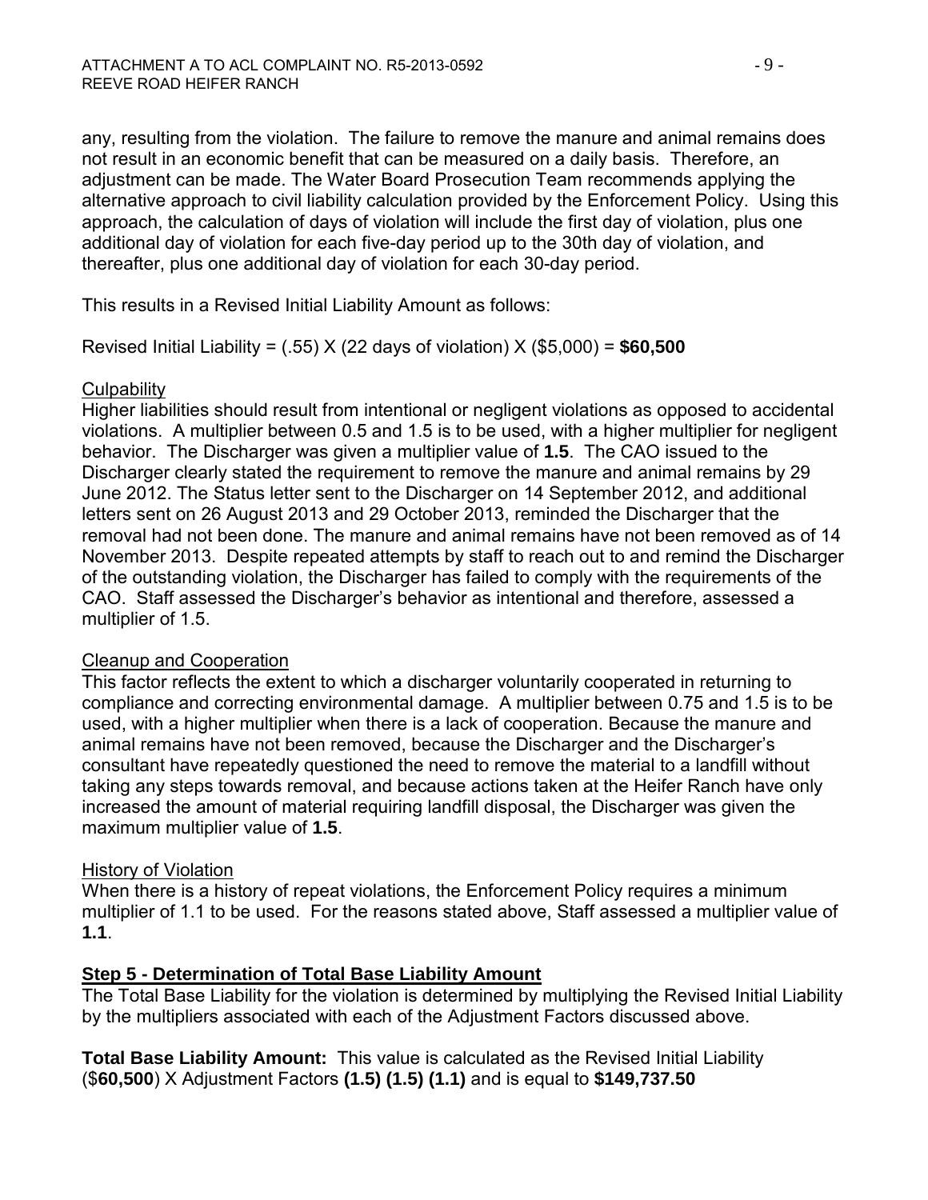any, resulting from the violation. The failure to remove the manure and animal remains does not result in an economic benefit that can be measured on a daily basis. Therefore, an adjustment can be made. The Water Board Prosecution Team recommends applying the alternative approach to civil liability calculation provided by the Enforcement Policy. Using this approach, the calculation of days of violation will include the first day of violation, plus one additional day of violation for each five-day period up to the 30th day of violation, and thereafter, plus one additional day of violation for each 30-day period.

This results in a Revised Initial Liability Amount as follows:

Revised Initial Liability = (.55) X (22 days of violation) X ($5,000) = **$60,500**

Culpability

Higher liabilities should result from intentional or negligent violations as opposed to accidental violations. A multiplier between 0.5 and 1.5 is to be used, with a higher multiplier for negligent behavior. The Discharger was given a multiplier value of **1.5**. The CAO issued to the Discharger clearly stated the requirement to remove the manure and animal remains by 29 June 2012. The Status letter sent to the Discharger on 14 September 2012, and additional letters sent on 26 August 2013 and 29 October 2013, reminded the Discharger that the removal had not been done. The manure and animal remains have not been removed as of 14 November 2013. Despite repeated attempts by staff to reach out to and remind the Discharger of the outstanding violation, the Discharger has failed to comply with the requirements of the CAO. Staff assessed the Discharger's behavior as intentional and therefore, assessed a multiplier of 1.5.

Cleanup and Cooperation

This factor reflects the extent to which a discharger voluntarily cooperated in returning to compliance and correcting environmental damage. A multiplier between 0.75 and 1.5 is to be used, with a higher multiplier when there is a lack of cooperation. Because the manure and animal remains have not been removed, because the Discharger and the Discharger's consultant have repeatedly questioned the need to remove the material to a landfill without taking any steps towards removal, and because actions taken at the Heifer Ranch have only increased the amount of material requiring landfill disposal, the Discharger was given the maximum multiplier value of **1.5**.

History of Violation

When there is a history of repeat violations, the Enforcement Policy requires a minimum multiplier of 1.1 to be used. For the reasons stated above, Staff assessed a multiplier value of **1.1**.

**Step 5 - Determination of Total Base Liability Amount**

The Total Base Liability for the violation is determined by multiplying the Revised Initial Liability by the multipliers associated with each of the Adjustment Factors discussed above.

**Total Base Liability Amount:** This value is calculated as the Revised Initial Liability ($**60,500**) X Adjustment Factors **(1.5) (1.5) (1.1)** and is equal to **$149,737.50**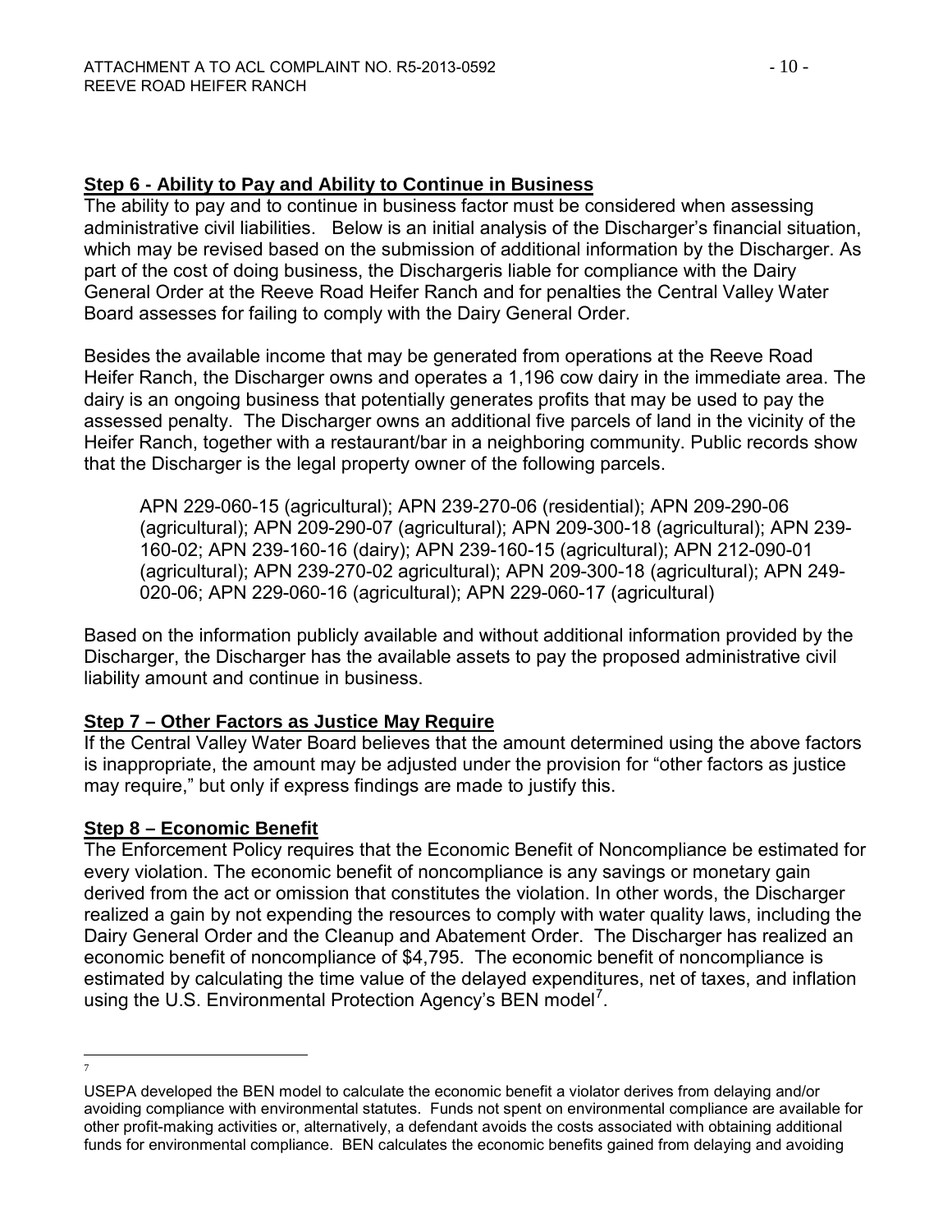**Step 6 - Ability to Pay and Ability to Continue in Business**

The ability to pay and to continue in business factor must be considered when assessing administrative civil liabilities. Below is an initial analysis of the Discharger's financial situation, which may be revised based on the submission of additional information by the Discharger. As part of the cost of doing business, the Dischargeris liable for compliance with the Dairy General Order at the Reeve Road Heifer Ranch and for penalties the Central Valley Water Board assesses for failing to comply with the Dairy General Order.

Besides the available income that may be generated from operations at the Reeve Road Heifer Ranch, the Discharger owns and operates a 1,196 cow dairy in the immediate area. The dairy is an ongoing business that potentially generates profits that may be used to pay the assessed penalty. The Discharger owns an additional five parcels of land in the vicinity of the Heifer Ranch, together with a restaurant/bar in a neighboring community. Public records show that the Discharger is the legal property owner of the following parcels.

> APN 229-060-15 (agricultural); APN 239-270-06 (residential); APN 209-290-06 (agricultural); APN 209-290-07 (agricultural); APN 209-300-18 (agricultural); APN 239-160-02; APN 239-160-16 (dairy); APN 239-160-15 (agricultural); APN 212-090-01 (agricultural); APN 239-270-02 agricultural); APN 209-300-18 (agricultural); APN 249-020-06; APN 229-060-16 (agricultural); APN 229-060-17 (agricultural)

Based on the information publicly available and without additional information provided by the Discharger, the Discharger has the available assets to pay the proposed administrative civil liability amount and continue in business.

**Step 7 – Other Factors as Justice May Require**

If the Central Valley Water Board believes that the amount determined using the above factors is inappropriate, the amount may be adjusted under the provision for "other factors as justice may require," but only if express findings are made to justify this.

**Step 8 – Economic Benefit**

The Enforcement Policy requires that the Economic Benefit of Noncompliance be estimated for every violation. The economic benefit of noncompliance is any savings or monetary gain derived from the act or omission that constitutes the violation. In other words, the Discharger realized a gain by not expending the resources to comply with water quality laws, including the Dairy General Order and the Cleanup and Abatement Order. The Discharger has realized an economic benefit of noncompliance of $4,795. The economic benefit of noncompliance is estimated by calculating the time value of the delayed expenditures, net of taxes, and inflation using the U.S. Environmental Protection Agency's BEN model[7].

---

[7] USEPA developed the BEN model to calculate the economic benefit a violator derives from delaying and/or avoiding compliance with environmental statutes. Funds not spent on environmental compliance are available for other profit-making activities or, alternatively, a defendant avoids the costs associated with obtaining additional funds for environmental compliance. BEN calculates the economic benefits gained from delaying and avoiding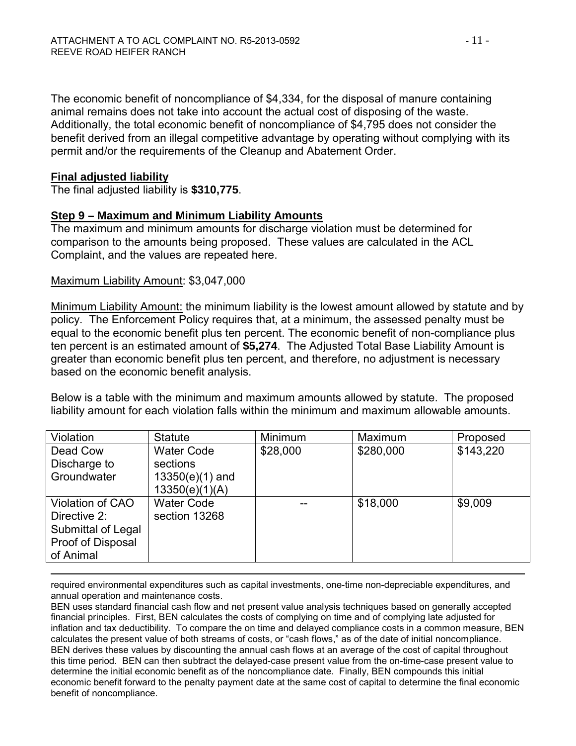The economic benefit of noncompliance of $4,334, for the disposal of manure containing animal remains does not take into account the actual cost of disposing of the waste. Additionally, the total economic benefit of noncompliance of $4,795 does not consider the benefit derived from an illegal competitive advantage by operating without complying with its permit and/or the requirements of the Cleanup and Abatement Order.

**Final adjusted liability**

The final adjusted liability is **$310,775**.

**Step 9 – Maximum and Minimum Liability Amounts**

The maximum and minimum amounts for discharge violation must be determined for comparison to the amounts being proposed. These values are calculated in the ACL Complaint, and the values are repeated here.

Maximum Liability Amount: $3,047,000

Minimum Liability Amount: the minimum liability is the lowest amount allowed by statute and by policy. The Enforcement Policy requires that, at a minimum, the assessed penalty must be equal to the economic benefit plus ten percent. The economic benefit of non-compliance plus ten percent is an estimated amount of **$5,274**. The Adjusted Total Base Liability Amount is greater than economic benefit plus ten percent, and therefore, no adjustment is necessary based on the economic benefit analysis.

Below is a table with the minimum and maximum amounts allowed by statute. The proposed liability amount for each violation falls within the minimum and maximum allowable amounts.

| Violation | Statute | Minimum | Maximum | Proposed |
|---|---|---|---|---|
| Dead Cow Discharge to Groundwater | Water Code sections 13350(e)(1) and 13350(e)(1)(A) | $28,000 | $280,000 | $143,220 |
| Violation of CAO Directive 2: Submittal of Legal Proof of Disposal of Animal | Water Code section 13268 | -- | $18,000 | $9,009 |

required environmental expenditures such as capital investments, one-time non-depreciable expenditures, and annual operation and maintenance costs.

BEN uses standard financial cash flow and net present value analysis techniques based on generally accepted financial principles. First, BEN calculates the costs of complying on time and of complying late adjusted for inflation and tax deductibility. To compare the on time and delayed compliance costs in a common measure, BEN calculates the present value of both streams of costs, or "cash flows," as of the date of initial noncompliance. BEN derives these values by discounting the annual cash flows at an average of the cost of capital throughout this time period. BEN can then subtract the delayed-case present value from the on-time-case present value to determine the initial economic benefit as of the noncompliance date. Finally, BEN compounds this initial economic benefit forward to the penalty payment date at the same cost of capital to determine the final economic benefit of noncompliance.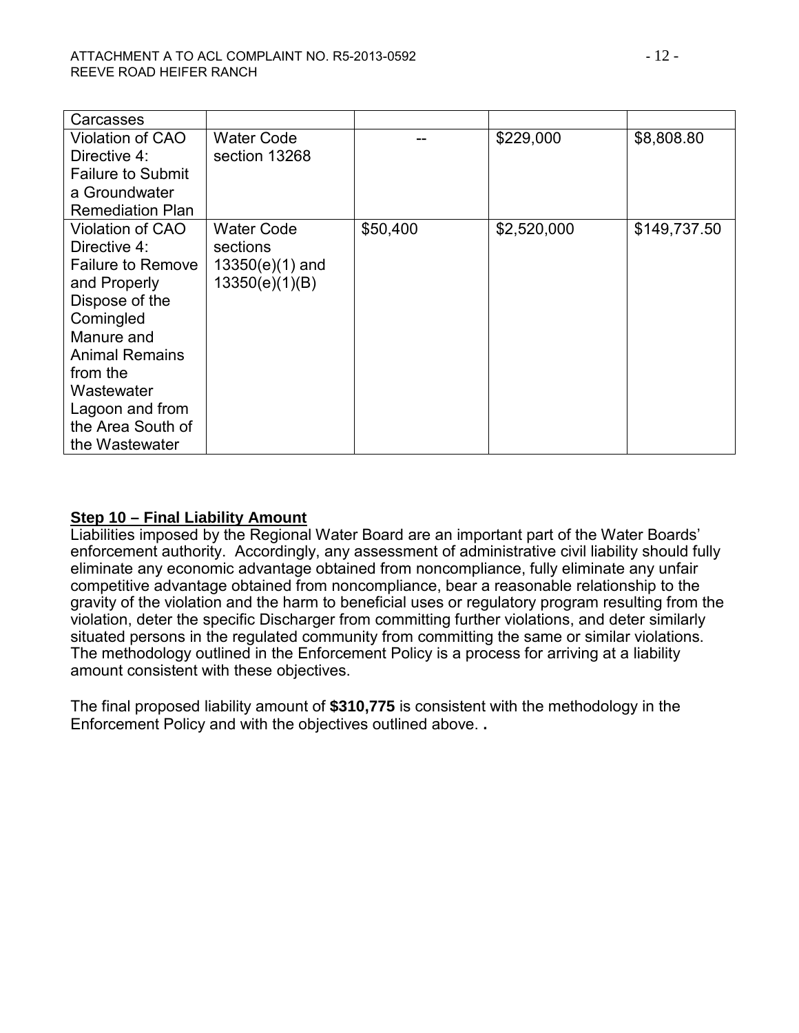| Carcasses | | | | |
|---|---|---|---|---|
| Violation of CAO Directive 4: Failure to Submit a Groundwater Remediation Plan | Water Code section 13268 | -- | \$229,000 | \$8,808.80 |
| Violation of CAO Directive 4: Failure to Remove and Properly Dispose of the Comingled Manure and Animal Remains from the Wastewater Lagoon and from the Area South of the Wastewater | Water Code sections 13350(e)(1) and 13350(e)(1)(B) | \$50,400 | \$2,520,000 | \$149,737.50 |

## Step 10 – Final Liability Amount

Liabilities imposed by the Regional Water Board are an important part of the Water Boards' enforcement authority. Accordingly, any assessment of administrative civil liability should fully eliminate any economic advantage obtained from noncompliance, fully eliminate any unfair competitive advantage obtained from noncompliance, bear a reasonable relationship to the gravity of the violation and the harm to beneficial uses or regulatory program resulting from the violation, deter the specific Discharger from committing further violations, and deter similarly situated persons in the regulated community from committing the same or similar violations. The methodology outlined in the Enforcement Policy is a process for arriving at a liability amount consistent with these objectives.

The final proposed liability amount of **\$310,775** is consistent with the methodology in the Enforcement Policy and with the objectives outlined above. **.**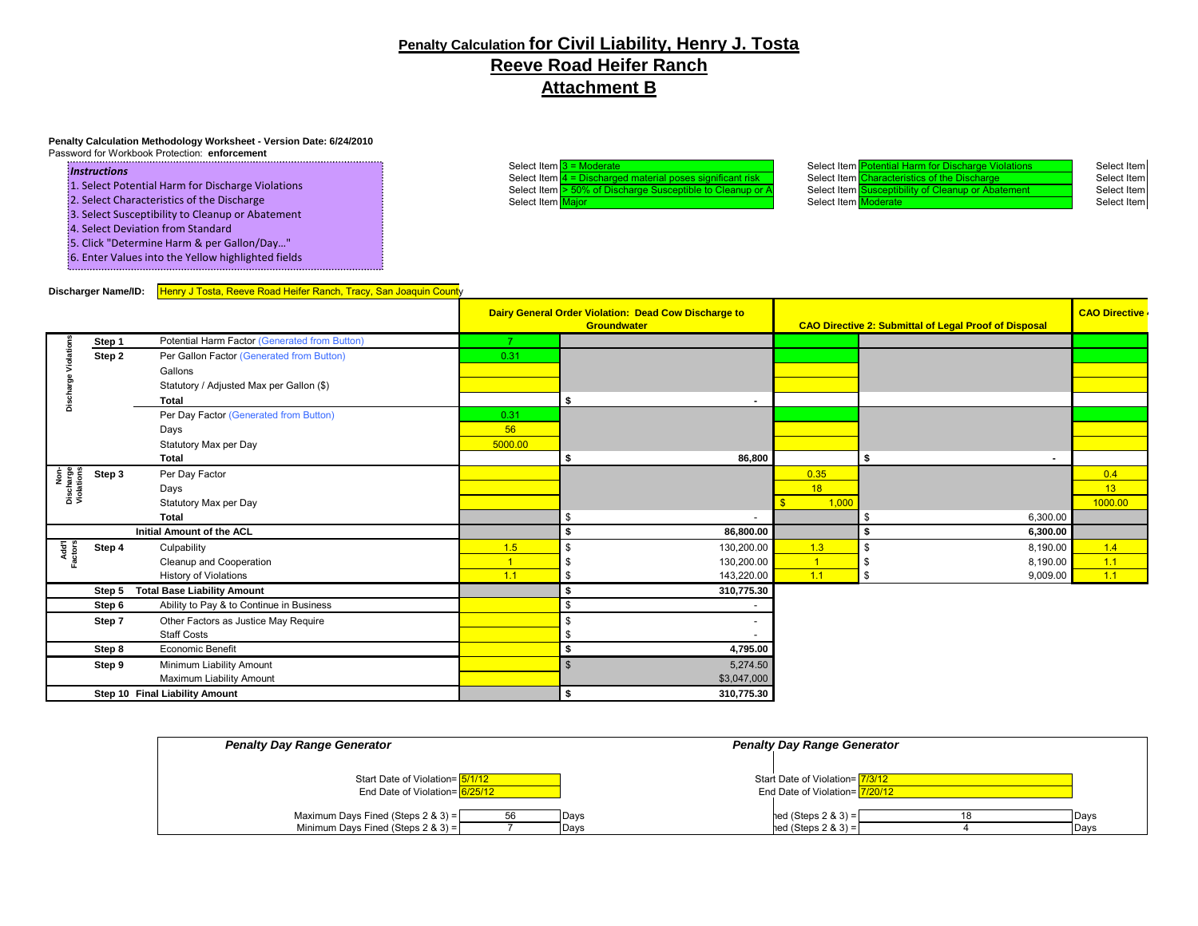## Penalty Calculation for Civil Liability, Henry J. Tosta
## Reeve Road Heifer Ranch
## Attachment B

**Penalty Calculation Methodology Worksheet - Version Date: 6/24/2010**
Password for Workbook Protection: **enforcement**

*Instructions*
1. Select Potential Harm for Discharge Violations
2. Select Characteristics of the Discharge
3. Select Susceptibility to Cleanup or Abatement
4. Select Deviation from Standard
5. Click "Determine Harm & per Gallon/Day..."
6. Enter Values into the Yellow highlighted fields

Select Item 3 = Moderate
Select Item 4 = Discharged material poses significant risk
Select Item > 50% of Discharge Susceptible to Cleanup or A
Select Item Major

Select Item Potential Harm for Discharge Violations
Select Item Characteristics of the Discharge
Select Item Susceptibility of Cleanup or Abatement
Select Item Moderate

Select Item
Select Item
Select Item
Select Item

**Discharger Name/ID:** Henry J Tosta, Reeve Road Heifer Ranch, Tracy, San Joaquin County

| | | | Dairy General Order Violation: Dead Cow Discharge to Groundwater | | CAO Directive 2: Submittal of Legal Proof of Disposal | | CAO Directive 4 |
|---|---|---|---|---|---|---|---|
| Discharge Violations | Step 1 | Potential Harm Factor (Generated from Button) | 7 | | | | |
| | Step 2 | Per Gallon Factor (Generated from Button) | 0.31 | | | | |
| | | Gallons | | | | | |
| | | Statutory / Adjusted Max per Gallon ($) | | | | | |
| | | **Total** | | **$ -** | | | |
| | | Per Day Factor (Generated from Button) | 0.31 | | | | |
| | | Days | 56 | | | | |
| | | Statutory Max per Day | 5000.00 | | | | |
| | | **Total** | | **$ 86,800** | | **$ -** | |
| Non-Discharge Violations | Step 3 | Per Day Factor | | | 0.35 | | 0.4 |
| | | Days | | | 18 | | 13 |
| | | Statutory Max per Day | | | $ 1,000 | | 1000.00 |
| | | **Total** | | $ - | | $ 6,300.00 | |
| | | **Initial Amount of the ACL** | | **$ 86,800.00** | | **$ 6,300.00** | |
| Add'l Factors | Step 4 | Culpability | 1.5 | $ 130,200.00 | 1.3 | $ 8,190.00 | 1.4 |
| | | Cleanup and Cooperation | 1 | $ 130,200.00 | 1 | $ 8,190.00 | 1.1 |
| | | History of Violations | 1.1 | $ 143,220.00 | 1.1 | $ 9,009.00 | 1.1 |
| | Step 5 | **Total Base Liability Amount** | | **$ 310,775.30** | | | |
| | Step 6 | Ability to Pay & to Continue in Business | | $ - | | | |
| | Step 7 | Other Factors as Justice May Require | | $ - | | | |
| | | Staff Costs | | $ - | | | |
| | Step 8 | Economic Benefit | | **$ 4,795.00** | | | |
| | Step 9 | Minimum Liability Amount | | $ 5,274.50 | | | |
| | | Maximum Liability Amount | | $3,047,000 | | | |
| | Step 10 | **Final Liability Amount** | | **$ 310,775.30** | | | |

| *Penalty Day Range Generator* | | | *Penalty Day Range Generator* | | |
|---|---|---|---|---|---|
| Start Date of Violation= | 5/1/12 | | Start Date of Violation= | 7/3/12 | |
| End Date of Violation= | 6/25/12 | | End Date of Violation= | 7/20/12 | |
| Maximum Days Fined (Steps 2 & 3) = | 56 | Days | ned (Steps 2 & 3) = | 18 | Days |
| Minimum Days Fined (Steps 2 & 3) = | 7 | Days | ned (Steps 2 & 3) = | 4 | Days |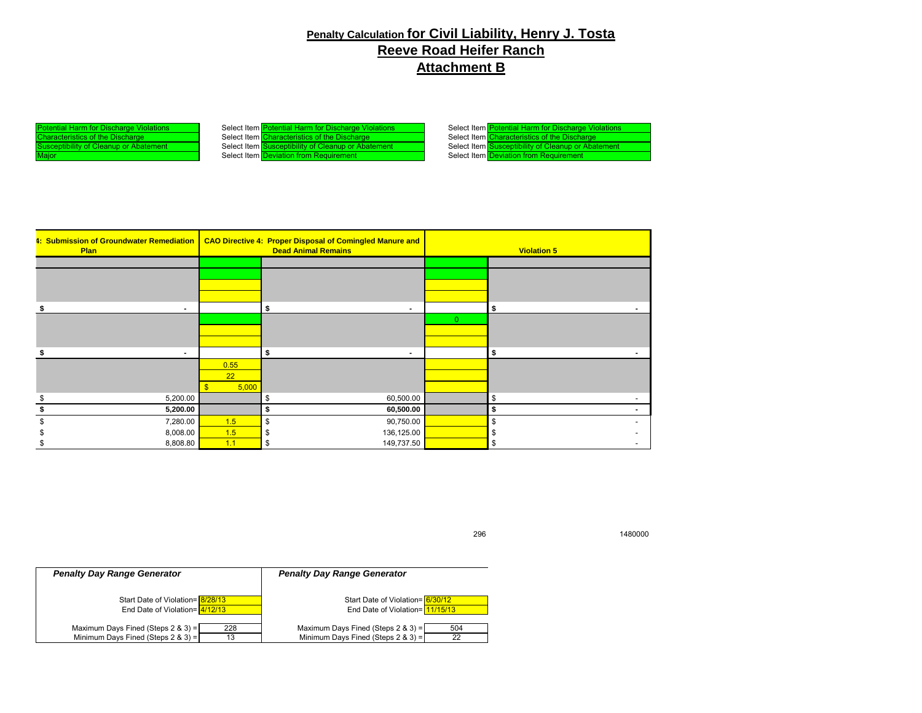**Penalty Calculation for Civil Liability, Henry J. Tosta**

**Reeve Road Heifer Ranch**

**Attachment B**

| | | |
|---|---|---|
| Potential Harm for Discharge Violations | Select Item Potential Harm for Discharge Violations | Select Item Potential Harm for Discharge Violations |
| Characteristics of the Discharge | Select Item Characteristics of the Discharge | Select Item Characteristics of the Discharge |
| Susceptibility of Cleanup or Abatement | Select Item Susceptibility of Cleanup or Abatement | Select Item Susceptibility of Cleanup or Abatement |
| Major | Select Item Deviation from Requirement | Select Item Deviation from Requirement |

| 4: Submission of Groundwater Remediation Plan | | CAO Directive 4: Proper Disposal of Comingled Manure and Dead Animal Remains | | Violation 5 |
|---|---|---|---|---|
| | | | | |
| $ - | | $ - | | $ - |
| | | | 0 | |
| $ - | | $ - | | $ - |
| | 0.55 | | | |
| | 22 | | | |
| | $ 5,000 | | | |
| $ 5,200.00 | | $ 60,500.00 | | $ - |
| **$ 5,200.00** | | **$ 60,500.00** | | **$ -** |
| $ 7,280.00 | 1.5 | $ 90,750.00 | | $ - |
| $ 8,008.00 | 1.5 | $ 136,125.00 | | $ - |
| $ 8,808.80 | 1.1 | $ 149,737.50 | | $ - |

296 1480000

| *Penalty Day Range Generator* | | *Penalty Day Range Generator* | |
|---|---|---|---|
| Start Date of Violation= | 8/28/13 | Start Date of Violation= | 6/30/12 |
| End Date of Violation= | 4/12/13 | End Date of Violation= | 11/15/13 |
| Maximum Days Fined (Steps 2 & 3) = | 228 | Maximum Days Fined (Steps 2 & 3) = | 504 |
| Minimum Days Fined (Steps 2 & 3) = | 13 | Minimum Days Fined (Steps 2 & 3) = | 22 |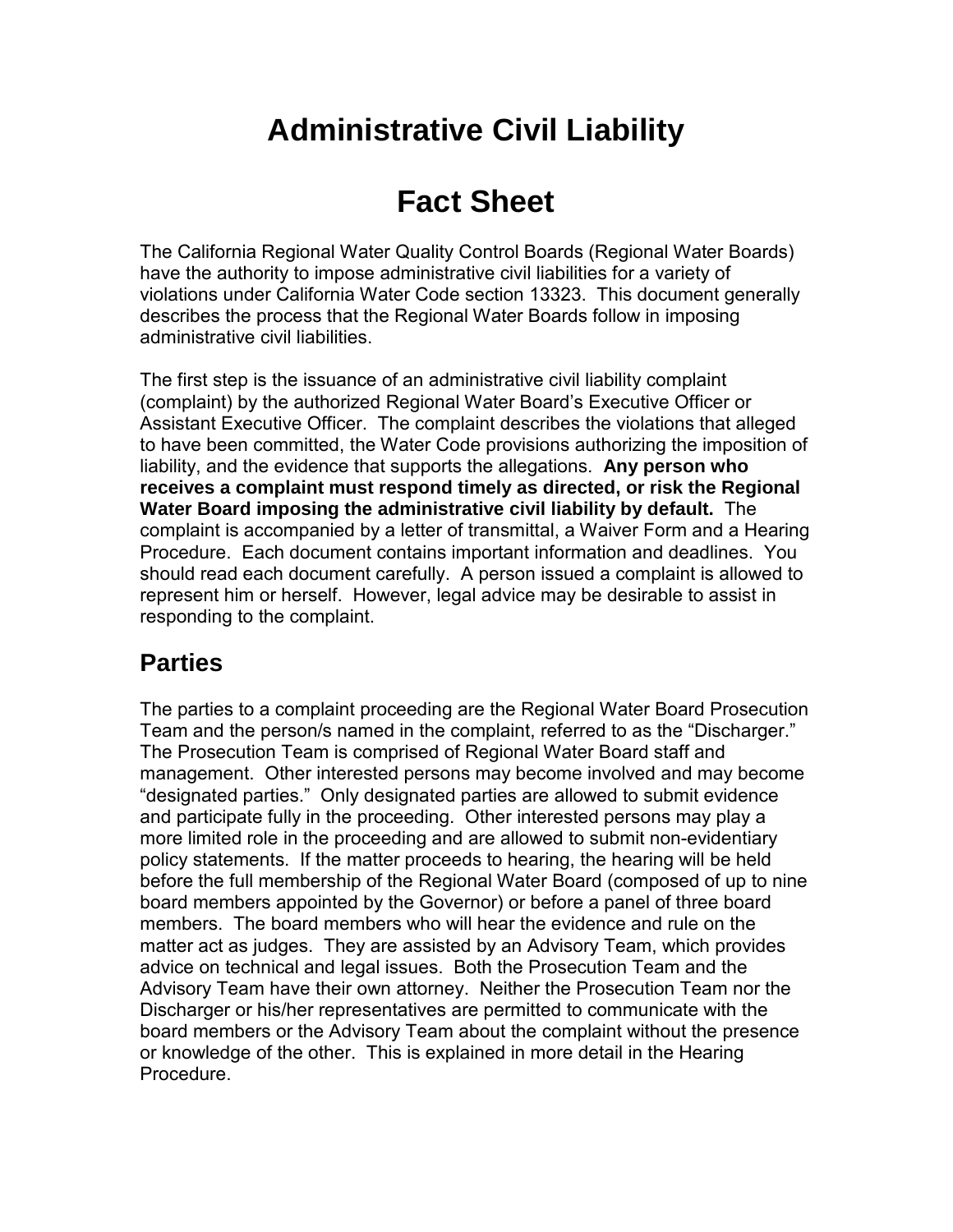# Administrative Civil Liability

# Fact Sheet

The California Regional Water Quality Control Boards (Regional Water Boards) have the authority to impose administrative civil liabilities for a variety of violations under California Water Code section 13323. This document generally describes the process that the Regional Water Boards follow in imposing administrative civil liabilities.

The first step is the issuance of an administrative civil liability complaint (complaint) by the authorized Regional Water Board's Executive Officer or Assistant Executive Officer. The complaint describes the violations that alleged to have been committed, the Water Code provisions authorizing the imposition of liability, and the evidence that supports the allegations. **Any person who receives a complaint must respond timely as directed, or risk the Regional Water Board imposing the administrative civil liability by default.** The complaint is accompanied by a letter of transmittal, a Waiver Form and a Hearing Procedure. Each document contains important information and deadlines. You should read each document carefully. A person issued a complaint is allowed to represent him or herself. However, legal advice may be desirable to assist in responding to the complaint.

## Parties

The parties to a complaint proceeding are the Regional Water Board Prosecution Team and the person/s named in the complaint, referred to as the "Discharger." The Prosecution Team is comprised of Regional Water Board staff and management. Other interested persons may become involved and may become "designated parties." Only designated parties are allowed to submit evidence and participate fully in the proceeding. Other interested persons may play a more limited role in the proceeding and are allowed to submit non-evidentiary policy statements. If the matter proceeds to hearing, the hearing will be held before the full membership of the Regional Water Board (composed of up to nine board members appointed by the Governor) or before a panel of three board members. The board members who will hear the evidence and rule on the matter act as judges. They are assisted by an Advisory Team, which provides advice on technical and legal issues. Both the Prosecution Team and the Advisory Team have their own attorney. Neither the Prosecution Team nor the Discharger or his/her representatives are permitted to communicate with the board members or the Advisory Team about the complaint without the presence or knowledge of the other. This is explained in more detail in the Hearing Procedure.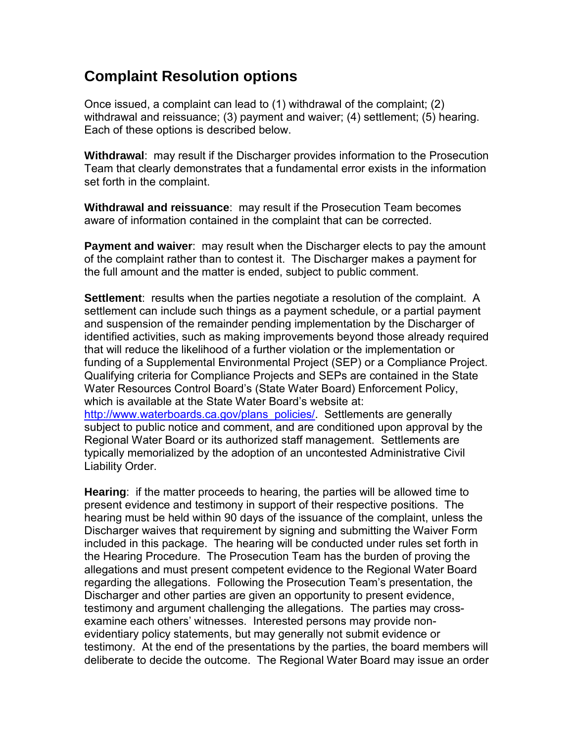## Complaint Resolution options

Once issued, a complaint can lead to (1) withdrawal of the complaint; (2) withdrawal and reissuance; (3) payment and waiver; (4) settlement; (5) hearing. Each of these options is described below.

**Withdrawal**: may result if the Discharger provides information to the Prosecution Team that clearly demonstrates that a fundamental error exists in the information set forth in the complaint.

**Withdrawal and reissuance**: may result if the Prosecution Team becomes aware of information contained in the complaint that can be corrected.

**Payment and waiver**: may result when the Discharger elects to pay the amount of the complaint rather than to contest it. The Discharger makes a payment for the full amount and the matter is ended, subject to public comment.

**Settlement**: results when the parties negotiate a resolution of the complaint. A settlement can include such things as a payment schedule, or a partial payment and suspension of the remainder pending implementation by the Discharger of identified activities, such as making improvements beyond those already required that will reduce the likelihood of a further violation or the implementation or funding of a Supplemental Environmental Project (SEP) or a Compliance Project. Qualifying criteria for Compliance Projects and SEPs are contained in the State Water Resources Control Board's (State Water Board) Enforcement Policy, which is available at the State Water Board's website at: [http://www.waterboards.ca.gov/plans_policies/](http://www.waterboards.ca.gov/plans_policies/). Settlements are generally subject to public notice and comment, and are conditioned upon approval by the Regional Water Board or its authorized staff management. Settlements are typically memorialized by the adoption of an uncontested Administrative Civil Liability Order.

**Hearing**: if the matter proceeds to hearing, the parties will be allowed time to present evidence and testimony in support of their respective positions. The hearing must be held within 90 days of the issuance of the complaint, unless the Discharger waives that requirement by signing and submitting the Waiver Form included in this package. The hearing will be conducted under rules set forth in the Hearing Procedure. The Prosecution Team has the burden of proving the allegations and must present competent evidence to the Regional Water Board regarding the allegations. Following the Prosecution Team's presentation, the Discharger and other parties are given an opportunity to present evidence, testimony and argument challenging the allegations. The parties may cross-examine each others' witnesses. Interested persons may provide non-evidentiary policy statements, but may generally not submit evidence or testimony. At the end of the presentations by the parties, the board members will deliberate to decide the outcome. The Regional Water Board may issue an order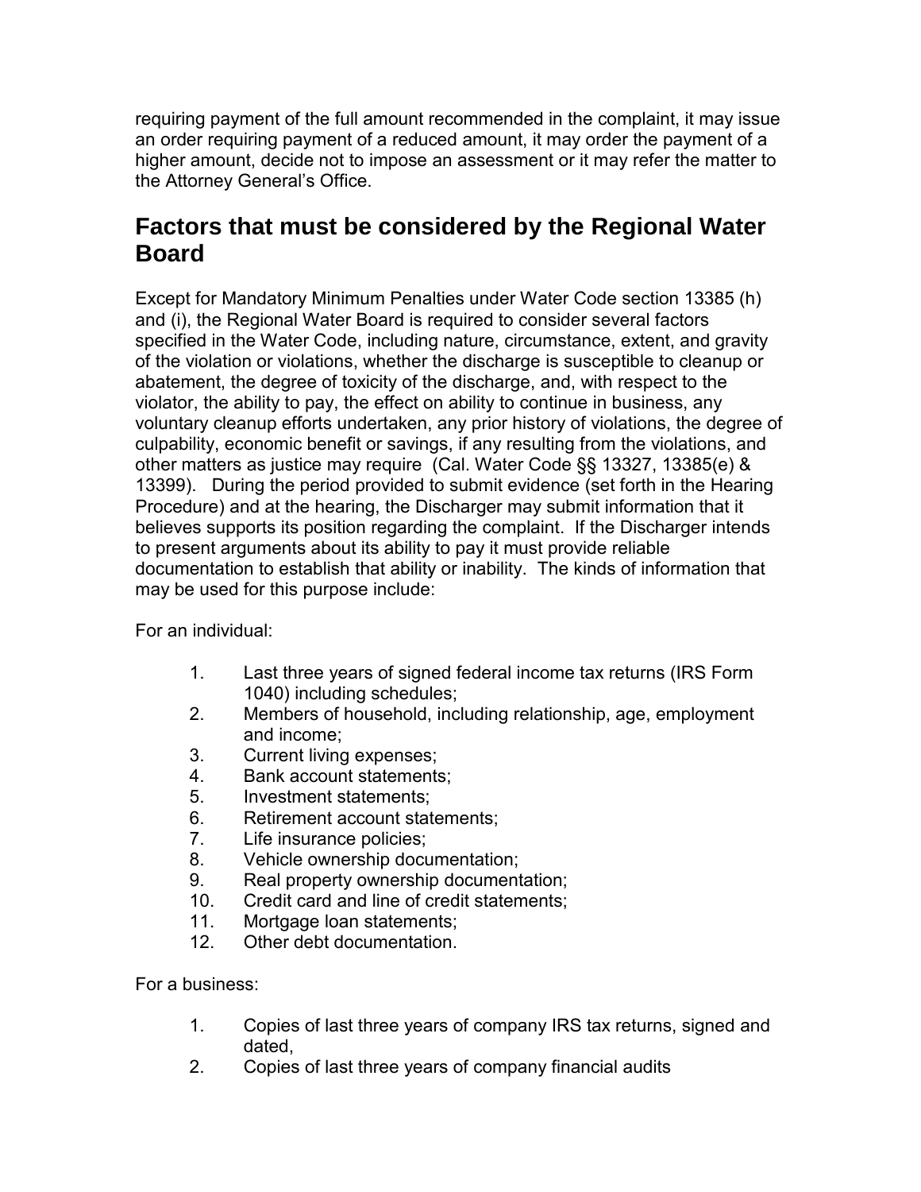requiring payment of the full amount recommended in the complaint, it may issue an order requiring payment of a reduced amount, it may order the payment of a higher amount, decide not to impose an assessment or it may refer the matter to the Attorney General's Office.

## Factors that must be considered by the Regional Water Board

Except for Mandatory Minimum Penalties under Water Code section 13385 (h) and (i), the Regional Water Board is required to consider several factors specified in the Water Code, including nature, circumstance, extent, and gravity of the violation or violations, whether the discharge is susceptible to cleanup or abatement, the degree of toxicity of the discharge, and, with respect to the violator, the ability to pay, the effect on ability to continue in business, any voluntary cleanup efforts undertaken, any prior history of violations, the degree of culpability, economic benefit or savings, if any resulting from the violations, and other matters as justice may require (Cal. Water Code §§ 13327, 13385(e) & 13399). During the period provided to submit evidence (set forth in the Hearing Procedure) and at the hearing, the Discharger may submit information that it believes supports its position regarding the complaint. If the Discharger intends to present arguments about its ability to pay it must provide reliable documentation to establish that ability or inability. The kinds of information that may be used for this purpose include:

For an individual:

1. Last three years of signed federal income tax returns (IRS Form 1040) including schedules;
2. Members of household, including relationship, age, employment and income;
3. Current living expenses;
4. Bank account statements;
5. Investment statements;
6. Retirement account statements;
7. Life insurance policies;
8. Vehicle ownership documentation;
9. Real property ownership documentation;
10. Credit card and line of credit statements;
11. Mortgage loan statements;
12. Other debt documentation.

For a business:

1. Copies of last three years of company IRS tax returns, signed and dated,
2. Copies of last three years of company financial audits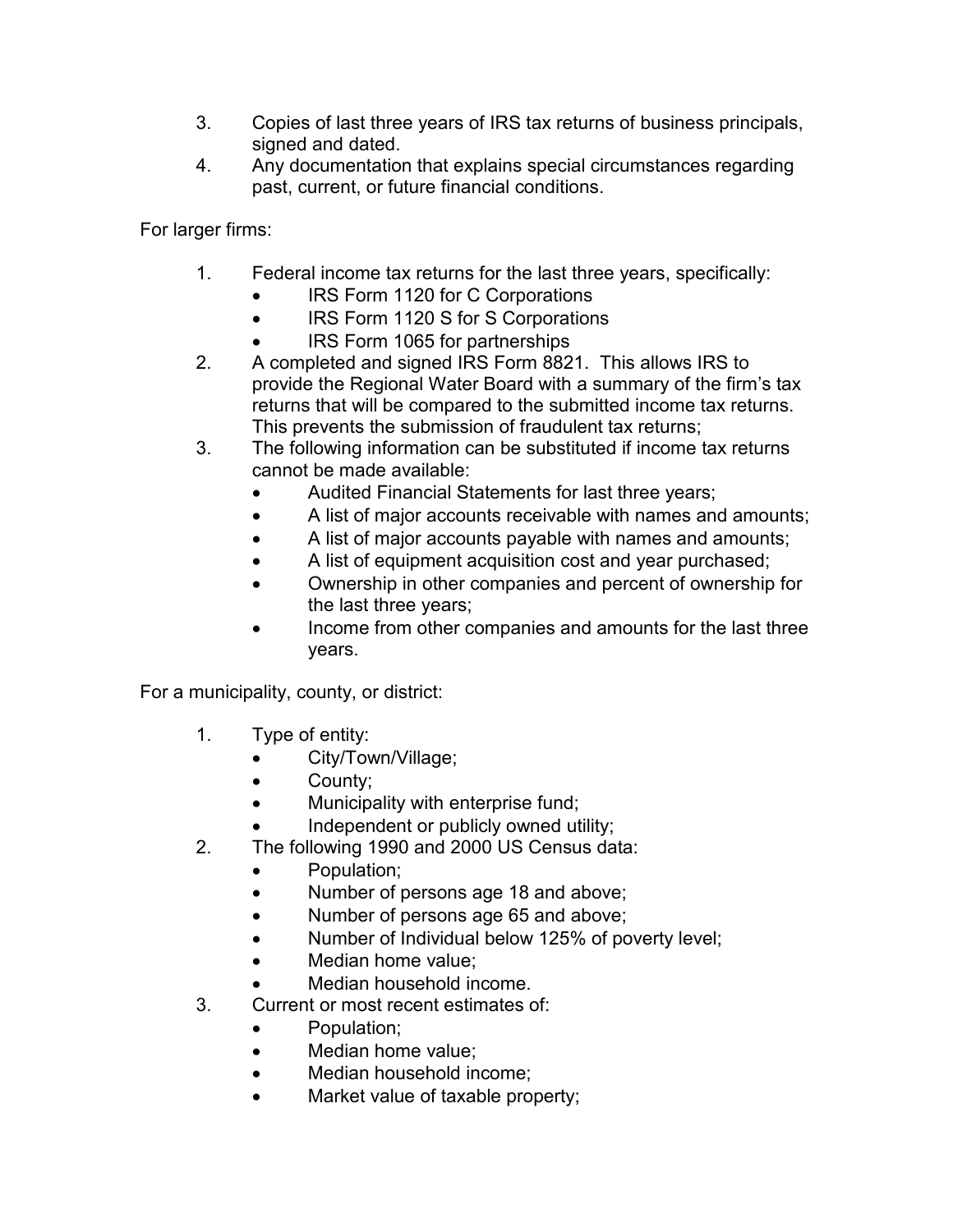3. Copies of last three years of IRS tax returns of business principals, signed and dated.
4. Any documentation that explains special circumstances regarding past, current, or future financial conditions.

For larger firms:

1. Federal income tax returns for the last three years, specifically:
   - IRS Form 1120 for C Corporations
   - IRS Form 1120 S for S Corporations
   - IRS Form 1065 for partnerships
2. A completed and signed IRS Form 8821. This allows IRS to provide the Regional Water Board with a summary of the firm's tax returns that will be compared to the submitted income tax returns. This prevents the submission of fraudulent tax returns;
3. The following information can be substituted if income tax returns cannot be made available:
   - Audited Financial Statements for last three years;
   - A list of major accounts receivable with names and amounts;
   - A list of major accounts payable with names and amounts;
   - A list of equipment acquisition cost and year purchased;
   - Ownership in other companies and percent of ownership for the last three years;
   - Income from other companies and amounts for the last three years.

For a municipality, county, or district:

1. Type of entity:
   - City/Town/Village;
   - County;
   - Municipality with enterprise fund;
   - Independent or publicly owned utility;
2. The following 1990 and 2000 US Census data:
   - Population;
   - Number of persons age 18 and above;
   - Number of persons age 65 and above;
   - Number of Individual below 125% of poverty level;
   - Median home value;
   - Median household income.
3. Current or most recent estimates of:
   - Population;
   - Median home value;
   - Median household income;
   - Market value of taxable property;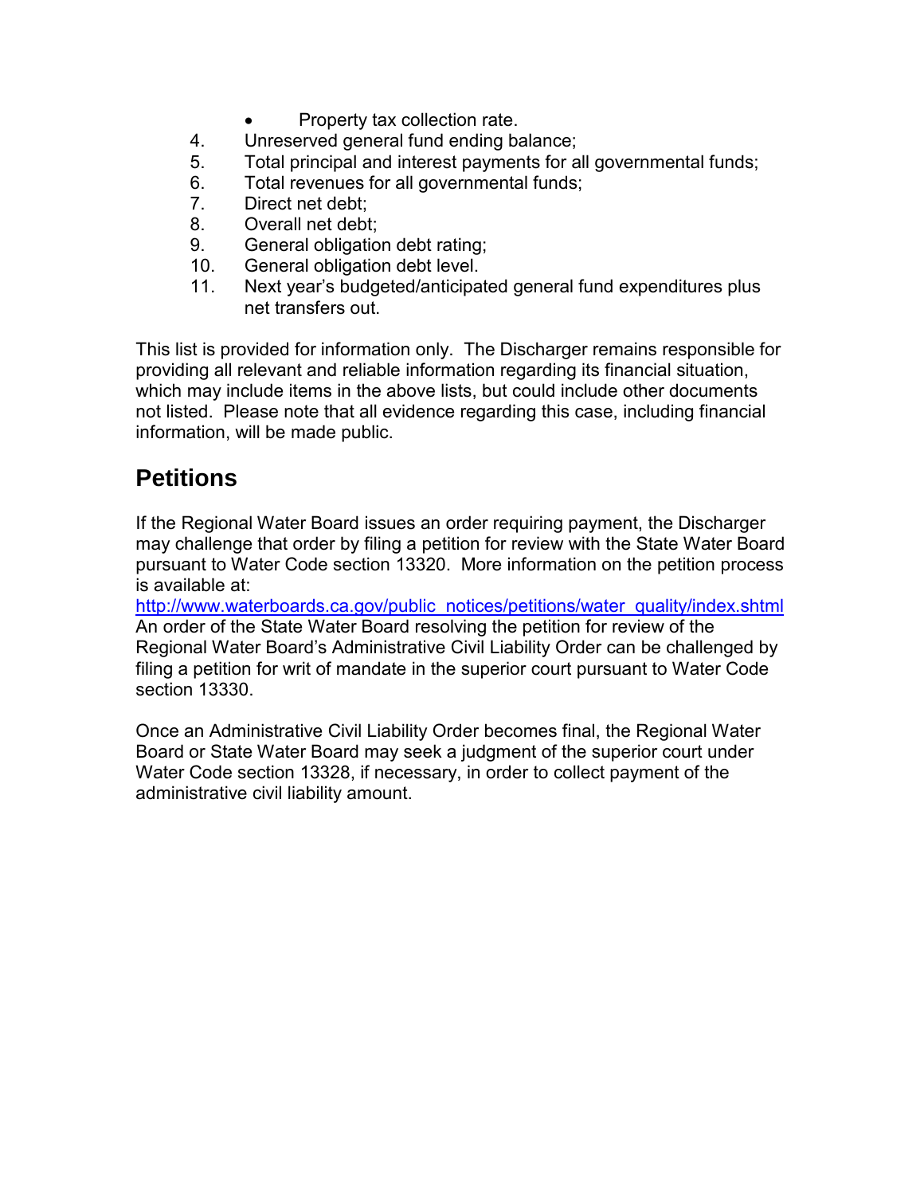- Property tax collection rate.

4. Unreserved general fund ending balance;
5. Total principal and interest payments for all governmental funds;
6. Total revenues for all governmental funds;
7. Direct net debt;
8. Overall net debt;
9. General obligation debt rating;
10. General obligation debt level.
11. Next year's budgeted/anticipated general fund expenditures plus net transfers out.

This list is provided for information only. The Discharger remains responsible for providing all relevant and reliable information regarding its financial situation, which may include items in the above lists, but could include other documents not listed. Please note that all evidence regarding this case, including financial information, will be made public.

## Petitions

If the Regional Water Board issues an order requiring payment, the Discharger may challenge that order by filing a petition for review with the State Water Board pursuant to Water Code section 13320. More information on the petition process is available at: http://www.waterboards.ca.gov/public_notices/petitions/water_quality/index.shtml An order of the State Water Board resolving the petition for review of the Regional Water Board's Administrative Civil Liability Order can be challenged by filing a petition for writ of mandate in the superior court pursuant to Water Code section 13330.

Once an Administrative Civil Liability Order becomes final, the Regional Water Board or State Water Board may seek a judgment of the superior court under Water Code section 13328, if necessary, in order to collect payment of the administrative civil liability amount.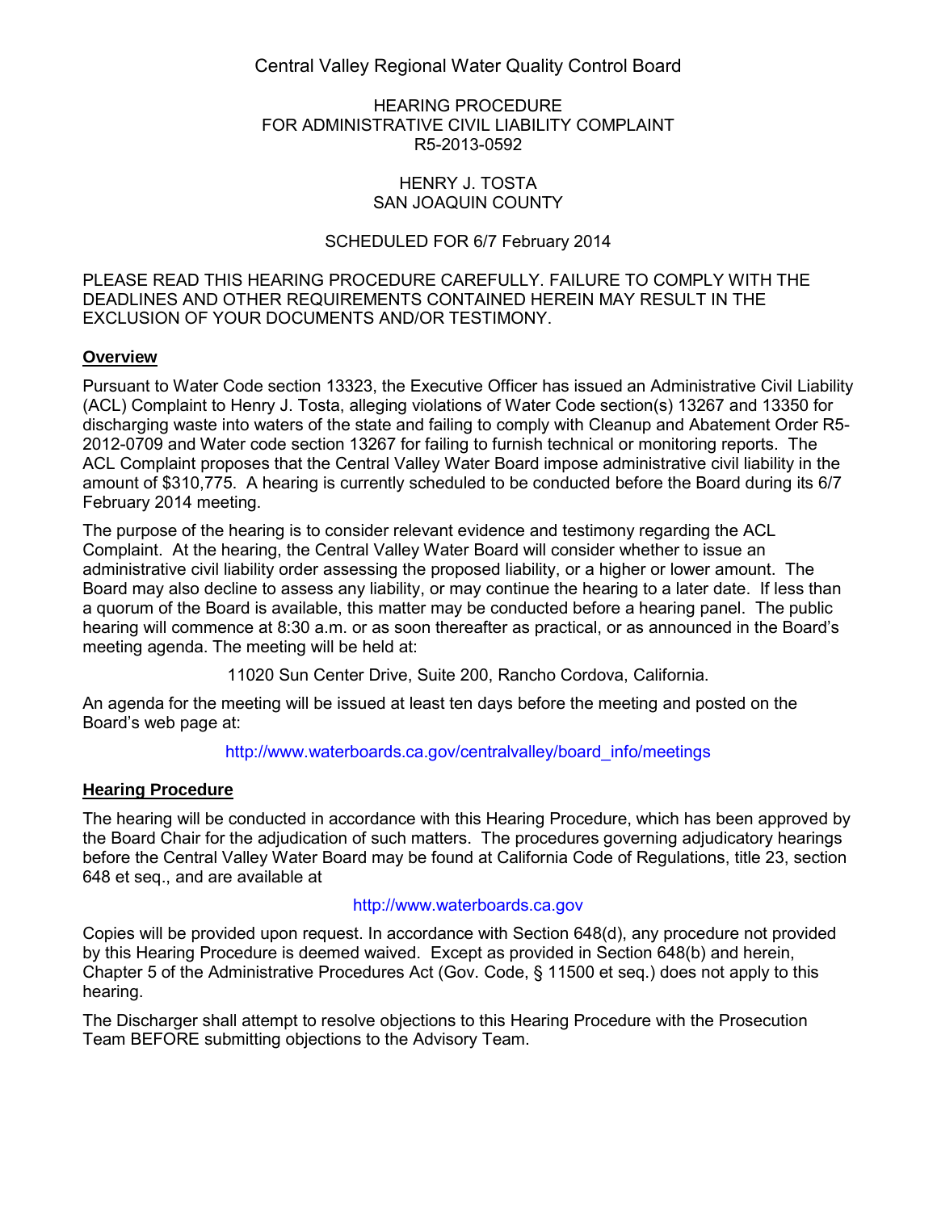Central Valley Regional Water Quality Control Board

HEARING PROCEDURE
FOR ADMINISTRATIVE CIVIL LIABILITY COMPLAINT
R5-2013-0592

HENRY J. TOSTA
SAN JOAQUIN COUNTY

SCHEDULED FOR 6/7 February 2014

PLEASE READ THIS HEARING PROCEDURE CAREFULLY. FAILURE TO COMPLY WITH THE DEADLINES AND OTHER REQUIREMENTS CONTAINED HEREIN MAY RESULT IN THE EXCLUSION OF YOUR DOCUMENTS AND/OR TESTIMONY.

**Overview**

Pursuant to Water Code section 13323, the Executive Officer has issued an Administrative Civil Liability (ACL) Complaint to Henry J. Tosta, alleging violations of Water Code section(s) 13267 and 13350 for discharging waste into waters of the state and failing to comply with Cleanup and Abatement Order R5-2012-0709 and Water code section 13267 for failing to furnish technical or monitoring reports. The ACL Complaint proposes that the Central Valley Water Board impose administrative civil liability in the amount of $310,775. A hearing is currently scheduled to be conducted before the Board during its 6/7 February 2014 meeting.

The purpose of the hearing is to consider relevant evidence and testimony regarding the ACL Complaint. At the hearing, the Central Valley Water Board will consider whether to issue an administrative civil liability order assessing the proposed liability, or a higher or lower amount. The Board may also decline to assess any liability, or may continue the hearing to a later date. If less than a quorum of the Board is available, this matter may be conducted before a hearing panel. The public hearing will commence at 8:30 a.m. or as soon thereafter as practical, or as announced in the Board's meeting agenda. The meeting will be held at:

11020 Sun Center Drive, Suite 200, Rancho Cordova, California.

An agenda for the meeting will be issued at least ten days before the meeting and posted on the Board's web page at:

http://www.waterboards.ca.gov/centralvalley/board_info/meetings

**Hearing Procedure**

The hearing will be conducted in accordance with this Hearing Procedure, which has been approved by the Board Chair for the adjudication of such matters. The procedures governing adjudicatory hearings before the Central Valley Water Board may be found at California Code of Regulations, title 23, section 648 et seq., and are available at

http://www.waterboards.ca.gov

Copies will be provided upon request. In accordance with Section 648(d), any procedure not provided by this Hearing Procedure is deemed waived. Except as provided in Section 648(b) and herein, Chapter 5 of the Administrative Procedures Act (Gov. Code, § 11500 et seq.) does not apply to this hearing.

The Discharger shall attempt to resolve objections to this Hearing Procedure with the Prosecution Team BEFORE submitting objections to the Advisory Team.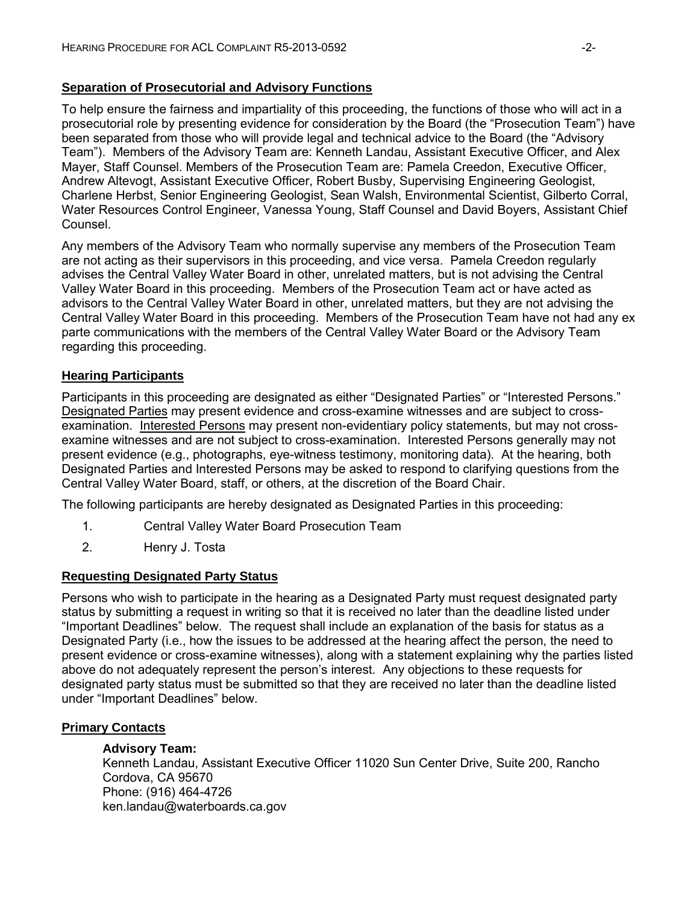**Separation of Prosecutorial and Advisory Functions**

To help ensure the fairness and impartiality of this proceeding, the functions of those who will act in a prosecutorial role by presenting evidence for consideration by the Board (the "Prosecution Team") have been separated from those who will provide legal and technical advice to the Board (the "Advisory Team"). Members of the Advisory Team are: Kenneth Landau, Assistant Executive Officer, and Alex Mayer, Staff Counsel. Members of the Prosecution Team are: Pamela Creedon, Executive Officer, Andrew Altevogt, Assistant Executive Officer, Robert Busby, Supervising Engineering Geologist, Charlene Herbst, Senior Engineering Geologist, Sean Walsh, Environmental Scientist, Gilberto Corral, Water Resources Control Engineer, Vanessa Young, Staff Counsel and David Boyers, Assistant Chief Counsel.

Any members of the Advisory Team who normally supervise any members of the Prosecution Team are not acting as their supervisors in this proceeding, and vice versa. Pamela Creedon regularly advises the Central Valley Water Board in other, unrelated matters, but is not advising the Central Valley Water Board in this proceeding. Members of the Prosecution Team act or have acted as advisors to the Central Valley Water Board in other, unrelated matters, but they are not advising the Central Valley Water Board in this proceeding. Members of the Prosecution Team have not had any ex parte communications with the members of the Central Valley Water Board or the Advisory Team regarding this proceeding.

**Hearing Participants**

Participants in this proceeding are designated as either "Designated Parties" or "Interested Persons." Designated Parties may present evidence and cross-examine witnesses and are subject to cross-examination. Interested Persons may present non-evidentiary policy statements, but may not cross-examine witnesses and are not subject to cross-examination. Interested Persons generally may not present evidence (e.g., photographs, eye-witness testimony, monitoring data). At the hearing, both Designated Parties and Interested Persons may be asked to respond to clarifying questions from the Central Valley Water Board, staff, or others, at the discretion of the Board Chair.

The following participants are hereby designated as Designated Parties in this proceeding:

1. Central Valley Water Board Prosecution Team
2. Henry J. Tosta

**Requesting Designated Party Status**

Persons who wish to participate in the hearing as a Designated Party must request designated party status by submitting a request in writing so that it is received no later than the deadline listed under "Important Deadlines" below. The request shall include an explanation of the basis for status as a Designated Party (i.e., how the issues to be addressed at the hearing affect the person, the need to present evidence or cross-examine witnesses), along with a statement explaining why the parties listed above do not adequately represent the person's interest. Any objections to these requests for designated party status must be submitted so that they are received no later than the deadline listed under "Important Deadlines" below.

**Primary Contacts**

**Advisory Team:**
Kenneth Landau, Assistant Executive Officer 11020 Sun Center Drive, Suite 200, Rancho Cordova, CA 95670
Phone: (916) 464-4726
ken.landau@waterboards.ca.gov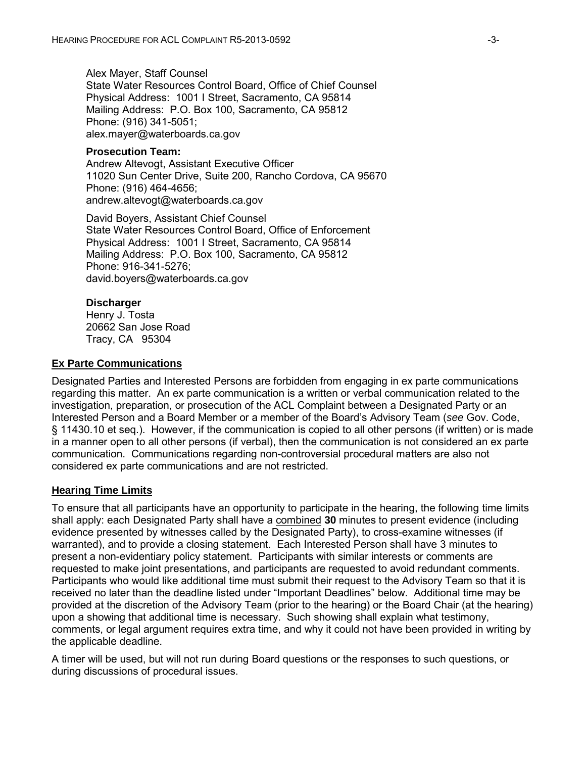Alex Mayer, Staff Counsel
State Water Resources Control Board, Office of Chief Counsel
Physical Address: 1001 I Street, Sacramento, CA 95814
Mailing Address: P.O. Box 100, Sacramento, CA 95812
Phone: (916) 341-5051;
alex.mayer@waterboards.ca.gov

**Prosecution Team:**
Andrew Altevogt, Assistant Executive Officer
11020 Sun Center Drive, Suite 200, Rancho Cordova, CA 95670
Phone: (916) 464-4656;
andrew.altevogt@waterboards.ca.gov

David Boyers, Assistant Chief Counsel
State Water Resources Control Board, Office of Enforcement
Physical Address: 1001 I Street, Sacramento, CA 95814
Mailing Address: P.O. Box 100, Sacramento, CA 95812
Phone: 916-341-5276;
david.boyers@waterboards.ca.gov

**Discharger**
Henry J. Tosta
20662 San Jose Road
Tracy, CA 95304

## Ex Parte Communications

Designated Parties and Interested Persons are forbidden from engaging in ex parte communications regarding this matter. An ex parte communication is a written or verbal communication related to the investigation, preparation, or prosecution of the ACL Complaint between a Designated Party or an Interested Person and a Board Member or a member of the Board's Advisory Team (*see* Gov. Code, § 11430.10 et seq.). However, if the communication is copied to all other persons (if written) or is made in a manner open to all other persons (if verbal), then the communication is not considered an ex parte communication. Communications regarding non-controversial procedural matters are also not considered ex parte communications and are not restricted.

## Hearing Time Limits

To ensure that all participants have an opportunity to participate in the hearing, the following time limits shall apply: each Designated Party shall have a combined **30** minutes to present evidence (including evidence presented by witnesses called by the Designated Party), to cross-examine witnesses (if warranted), and to provide a closing statement. Each Interested Person shall have 3 minutes to present a non-evidentiary policy statement. Participants with similar interests or comments are requested to make joint presentations, and participants are requested to avoid redundant comments. Participants who would like additional time must submit their request to the Advisory Team so that it is received no later than the deadline listed under "Important Deadlines" below. Additional time may be provided at the discretion of the Advisory Team (prior to the hearing) or the Board Chair (at the hearing) upon a showing that additional time is necessary. Such showing shall explain what testimony, comments, or legal argument requires extra time, and why it could not have been provided in writing by the applicable deadline.

A timer will be used, but will not run during Board questions or the responses to such questions, or during discussions of procedural issues.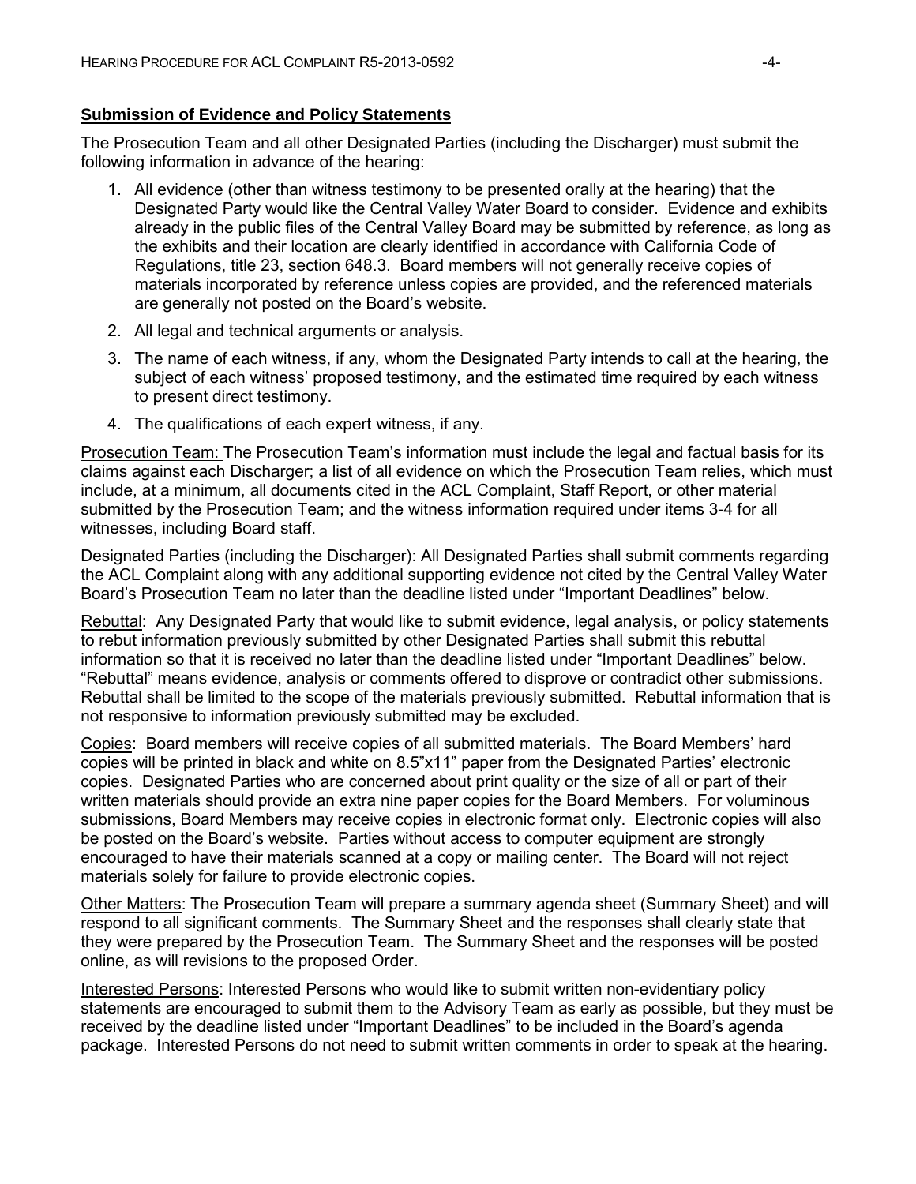**Submission of Evidence and Policy Statements**

The Prosecution Team and all other Designated Parties (including the Discharger) must submit the following information in advance of the hearing:

1. All evidence (other than witness testimony to be presented orally at the hearing) that the Designated Party would like the Central Valley Water Board to consider. Evidence and exhibits already in the public files of the Central Valley Board may be submitted by reference, as long as the exhibits and their location are clearly identified in accordance with California Code of Regulations, title 23, section 648.3. Board members will not generally receive copies of materials incorporated by reference unless copies are provided, and the referenced materials are generally not posted on the Board's website.
2. All legal and technical arguments or analysis.
3. The name of each witness, if any, whom the Designated Party intends to call at the hearing, the subject of each witness' proposed testimony, and the estimated time required by each witness to present direct testimony.
4. The qualifications of each expert witness, if any.

Prosecution Team: The Prosecution Team's information must include the legal and factual basis for its claims against each Discharger; a list of all evidence on which the Prosecution Team relies, which must include, at a minimum, all documents cited in the ACL Complaint, Staff Report, or other material submitted by the Prosecution Team; and the witness information required under items 3-4 for all witnesses, including Board staff.

Designated Parties (including the Discharger): All Designated Parties shall submit comments regarding the ACL Complaint along with any additional supporting evidence not cited by the Central Valley Water Board's Prosecution Team no later than the deadline listed under "Important Deadlines" below.

Rebuttal: Any Designated Party that would like to submit evidence, legal analysis, or policy statements to rebut information previously submitted by other Designated Parties shall submit this rebuttal information so that it is received no later than the deadline listed under "Important Deadlines" below. "Rebuttal" means evidence, analysis or comments offered to disprove or contradict other submissions. Rebuttal shall be limited to the scope of the materials previously submitted. Rebuttal information that is not responsive to information previously submitted may be excluded.

Copies: Board members will receive copies of all submitted materials. The Board Members' hard copies will be printed in black and white on 8.5"x11" paper from the Designated Parties' electronic copies. Designated Parties who are concerned about print quality or the size of all or part of their written materials should provide an extra nine paper copies for the Board Members. For voluminous submissions, Board Members may receive copies in electronic format only. Electronic copies will also be posted on the Board's website. Parties without access to computer equipment are strongly encouraged to have their materials scanned at a copy or mailing center. The Board will not reject materials solely for failure to provide electronic copies.

Other Matters: The Prosecution Team will prepare a summary agenda sheet (Summary Sheet) and will respond to all significant comments. The Summary Sheet and the responses shall clearly state that they were prepared by the Prosecution Team. The Summary Sheet and the responses will be posted online, as will revisions to the proposed Order.

Interested Persons: Interested Persons who would like to submit written non-evidentiary policy statements are encouraged to submit them to the Advisory Team as early as possible, but they must be received by the deadline listed under "Important Deadlines" to be included in the Board's agenda package. Interested Persons do not need to submit written comments in order to speak at the hearing.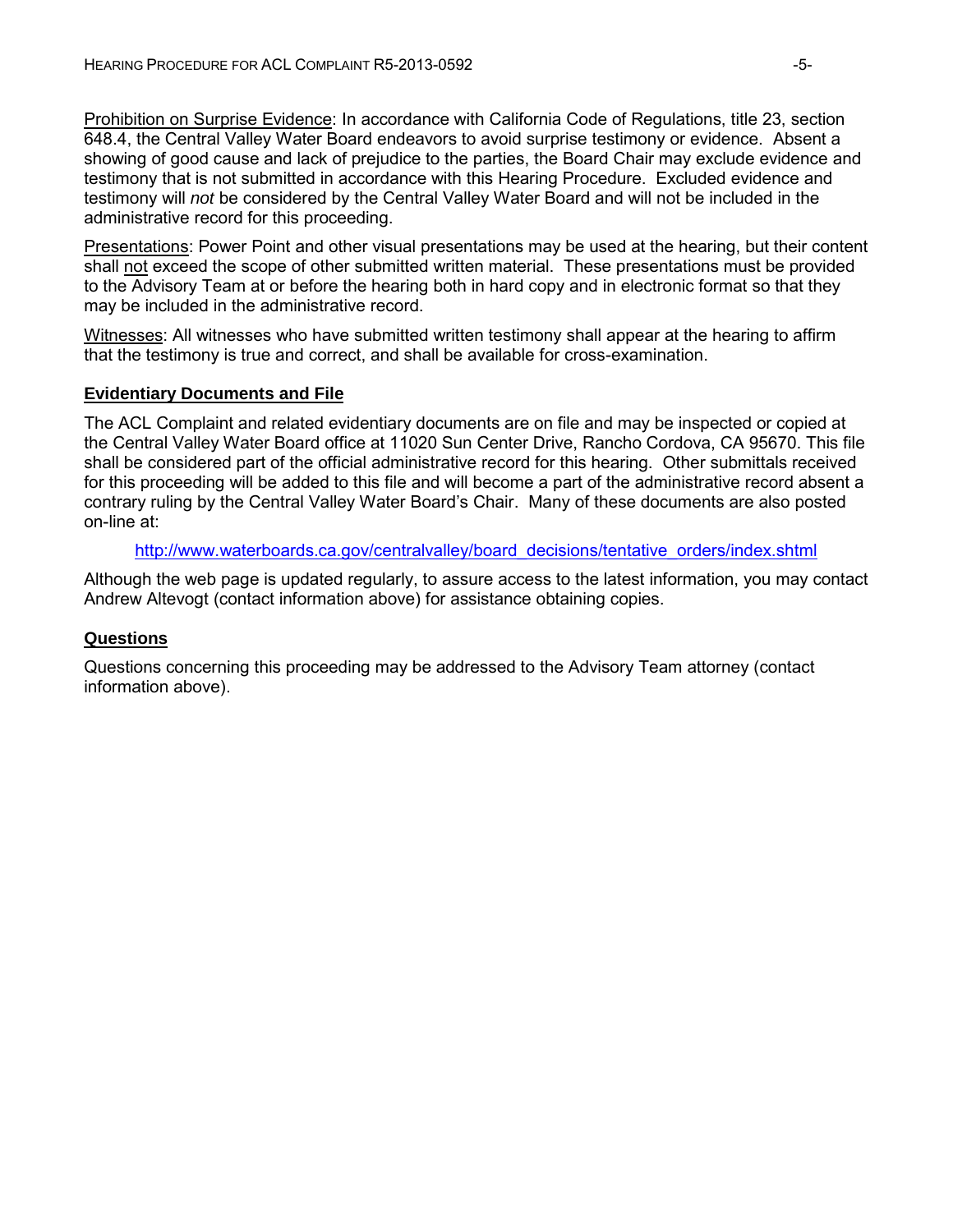Prohibition on Surprise Evidence: In accordance with California Code of Regulations, title 23, section 648.4, the Central Valley Water Board endeavors to avoid surprise testimony or evidence. Absent a showing of good cause and lack of prejudice to the parties, the Board Chair may exclude evidence and testimony that is not submitted in accordance with this Hearing Procedure. Excluded evidence and testimony will *not* be considered by the Central Valley Water Board and will not be included in the administrative record for this proceeding.

Presentations: Power Point and other visual presentations may be used at the hearing, but their content shall not exceed the scope of other submitted written material. These presentations must be provided to the Advisory Team at or before the hearing both in hard copy and in electronic format so that they may be included in the administrative record.

Witnesses: All witnesses who have submitted written testimony shall appear at the hearing to affirm that the testimony is true and correct, and shall be available for cross-examination.

**Evidentiary Documents and File**

The ACL Complaint and related evidentiary documents are on file and may be inspected or copied at the Central Valley Water Board office at 11020 Sun Center Drive, Rancho Cordova, CA 95670. This file shall be considered part of the official administrative record for this hearing. Other submittals received for this proceeding will be added to this file and will become a part of the administrative record absent a contrary ruling by the Central Valley Water Board's Chair. Many of these documents are also posted on-line at:

http://www.waterboards.ca.gov/centralvalley/board_decisions/tentative_orders/index.shtml

Although the web page is updated regularly, to assure access to the latest information, you may contact Andrew Altevogt (contact information above) for assistance obtaining copies.

**Questions**

Questions concerning this proceeding may be addressed to the Advisory Team attorney (contact information above).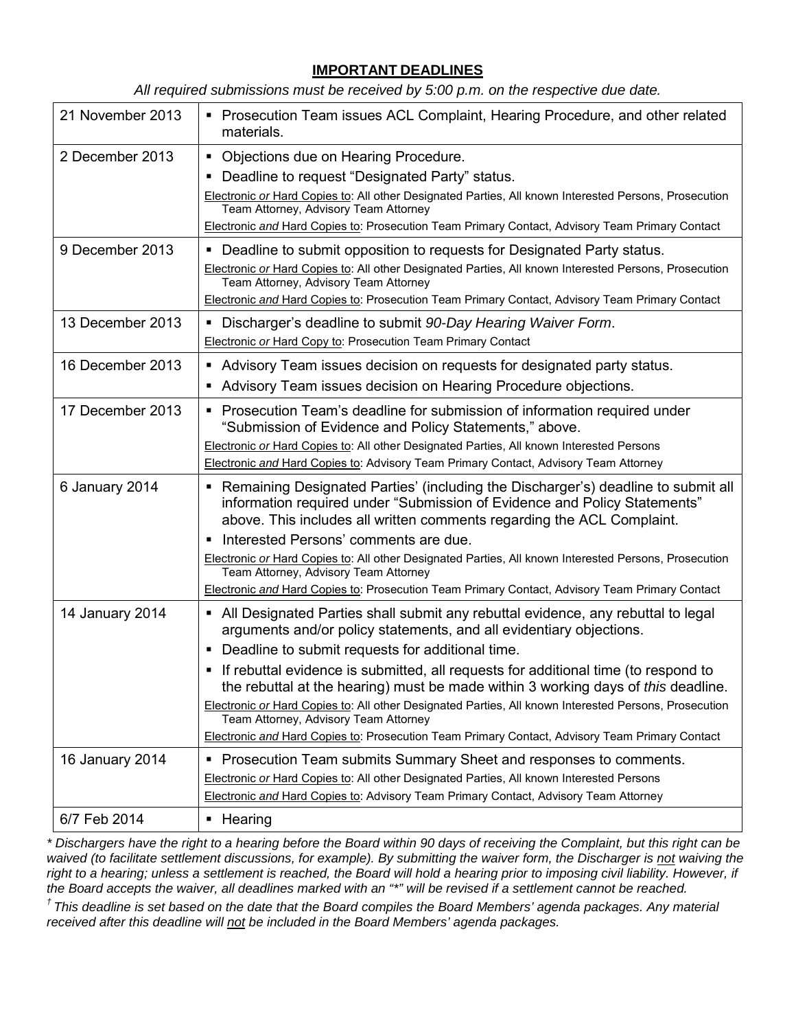## **IMPORTANT DEADLINES**

*All required submissions must be received by 5:00 p.m. on the respective due date.*

| | |
|---|---|
| 21 November 2013 | ▪ Prosecution Team issues ACL Complaint, Hearing Procedure, and other related materials. |
| 2 December 2013 | ▪ Objections due on Hearing Procedure.<br>▪ Deadline to request "Designated Party" status.<br><u>Electronic *or* Hard Copies to</u>: All other Designated Parties, All known Interested Persons, Prosecution Team Attorney, Advisory Team Attorney<br><u>Electronic *and* Hard Copies to</u>: Prosecution Team Primary Contact, Advisory Team Primary Contact |
| 9 December 2013 | ▪ Deadline to submit opposition to requests for Designated Party status.<br><u>Electronic *or* Hard Copies to</u>: All other Designated Parties, All known Interested Persons, Prosecution Team Attorney, Advisory Team Attorney<br><u>Electronic *and* Hard Copies to</u>: Prosecution Team Primary Contact, Advisory Team Primary Contact |
| 13 December 2013 | ▪ Discharger's deadline to submit *90-Day Hearing Waiver Form*.<br><u>Electronic *or* Hard Copy to</u>: Prosecution Team Primary Contact |
| 16 December 2013 | ▪ Advisory Team issues decision on requests for designated party status.<br>▪ Advisory Team issues decision on Hearing Procedure objections. |
| 17 December 2013 | ▪ Prosecution Team's deadline for submission of information required under "Submission of Evidence and Policy Statements," above.<br><u>Electronic *or* Hard Copies to</u>: All other Designated Parties, All known Interested Persons<br><u>Electronic *and* Hard Copies to</u>: Advisory Team Primary Contact, Advisory Team Attorney |
| 6 January 2014 | ▪ Remaining Designated Parties' (including the Discharger's) deadline to submit all information required under "Submission of Evidence and Policy Statements" above. This includes all written comments regarding the ACL Complaint.<br>▪ Interested Persons' comments are due.<br><u>Electronic *or* Hard Copies to</u>: All other Designated Parties, All known Interested Persons, Prosecution Team Attorney, Advisory Team Attorney<br><u>Electronic *and* Hard Copies to</u>: Prosecution Team Primary Contact, Advisory Team Primary Contact |
| 14 January 2014 | ▪ All Designated Parties shall submit any rebuttal evidence, any rebuttal to legal arguments and/or policy statements, and all evidentiary objections.<br>▪ Deadline to submit requests for additional time.<br>▪ If rebuttal evidence is submitted, all requests for additional time (to respond to the rebuttal at the hearing) must be made within 3 working days of *this* deadline.<br><u>Electronic *or* Hard Copies to</u>: All other Designated Parties, All known Interested Persons, Prosecution Team Attorney, Advisory Team Attorney<br><u>Electronic *and* Hard Copies to</u>: Prosecution Team Primary Contact, Advisory Team Primary Contact |
| 16 January 2014 | ▪ Prosecution Team submits Summary Sheet and responses to comments.<br><u>Electronic *or* Hard Copies to</u>: All other Designated Parties, All known Interested Persons<br><u>Electronic *and* Hard Copies to</u>: Advisory Team Primary Contact, Advisory Team Attorney |
| 6/7 Feb 2014 | ▪ Hearing |

*\* Dischargers have the right to a hearing before the Board within 90 days of receiving the Complaint, but this right can be waived (to facilitate settlement discussions, for example). By submitting the waiver form, the Discharger is <u>not</u> waiving the right to a hearing; unless a settlement is reached, the Board will hold a hearing prior to imposing civil liability. However, if the Board accepts the waiver, all deadlines marked with an "\*" will be revised if a settlement cannot be reached.*

*† This deadline is set based on the date that the Board compiles the Board Members' agenda packages. Any material received after this deadline will <u>not</u> be included in the Board Members' agenda packages.*